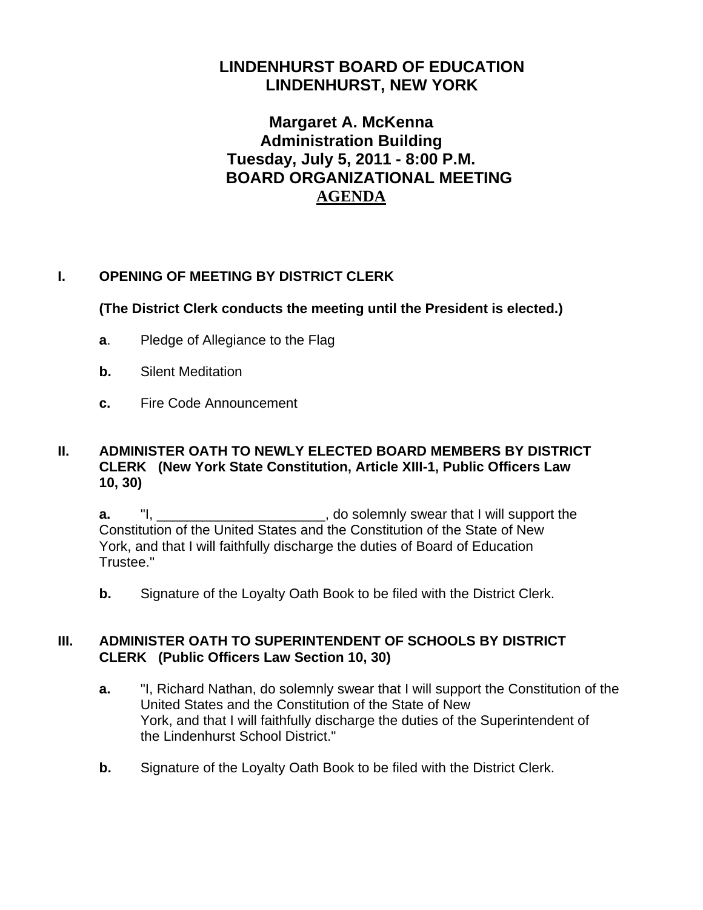# LINDENHURST BOARD OF EDUCATION
# LINDENHURST, NEW YORK

## Margaret A. McKenna
## Administration Building
## Tuesday, July 5, 2011 - 8:00 P.M.
## BOARD ORGANIZATIONAL MEETING
## AGENDA

### I. OPENING OF MEETING BY DISTRICT CLERK

**(The District Clerk conducts the meeting until the President is elected.)**

**a**. Pledge of Allegiance to the Flag

**b.** Silent Meditation

**c.** Fire Code Announcement

### II. ADMINISTER OATH TO NEWLY ELECTED BOARD MEMBERS BY DISTRICT CLERK (New York State Constitution, Article XIII-1, Public Officers Law 10, 30)

**a.** "I, ______________________, do solemnly swear that I will support the Constitution of the United States and the Constitution of the State of New York, and that I will faithfully discharge the duties of Board of Education Trustee."

**b.** Signature of the Loyalty Oath Book to be filed with the District Clerk.

### III. ADMINISTER OATH TO SUPERINTENDENT OF SCHOOLS BY DISTRICT CLERK (Public Officers Law Section 10, 30)

**a.** "I, Richard Nathan, do solemnly swear that I will support the Constitution of the United States and the Constitution of the State of New York, and that I will faithfully discharge the duties of the Superintendent of the Lindenhurst School District."

**b.** Signature of the Loyalty Oath Book to be filed with the District Clerk.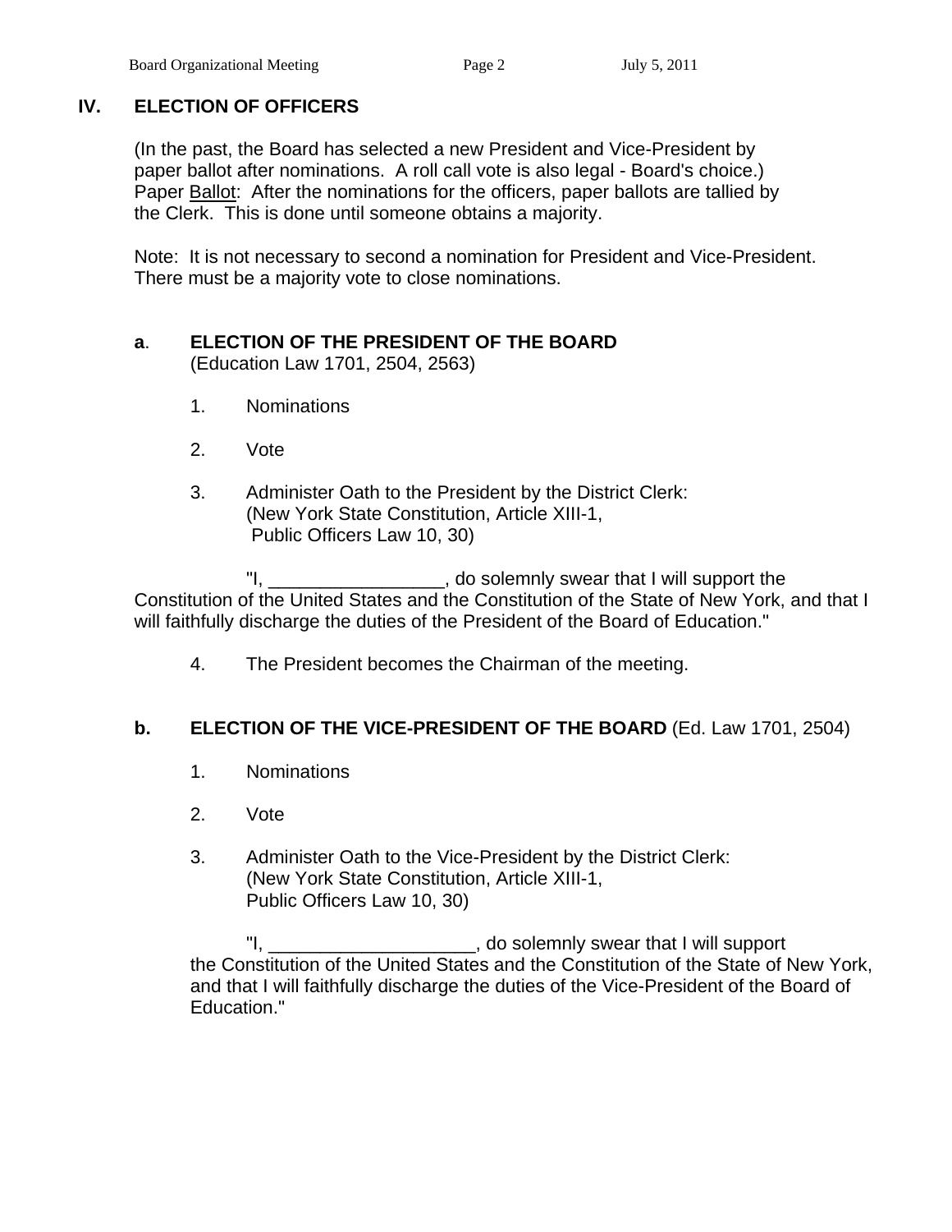## IV. ELECTION OF OFFICERS

(In the past, the Board has selected a new President and Vice-President by paper ballot after nominations. A roll call vote is also legal - Board's choice.) Paper Ballot: After the nominations for the officers, paper ballots are tallied by the Clerk. This is done until someone obtains a majority.

Note: It is not necessary to second a nomination for President and Vice-President. There must be a majority vote to close nominations.

### a. ELECTION OF THE PRESIDENT OF THE BOARD
(Education Law 1701, 2504, 2563)

1. Nominations

2. Vote

3. Administer Oath to the President by the District Clerk:
   (New York State Constitution, Article XIII-1,
   Public Officers Law 10, 30)

"I, _________________, do solemnly swear that I will support the Constitution of the United States and the Constitution of the State of New York, and that I will faithfully discharge the duties of the President of the Board of Education."

4. The President becomes the Chairman of the meeting.

### b. ELECTION OF THE VICE-PRESIDENT OF THE BOARD (Ed. Law 1701, 2504)

1. Nominations

2. Vote

3. Administer Oath to the Vice-President by the District Clerk:
   (New York State Constitution, Article XIII-1,
   Public Officers Law 10, 30)

"I, ____________________, do solemnly swear that I will support the Constitution of the United States and the Constitution of the State of New York, and that I will faithfully discharge the duties of the Vice-President of the Board of Education."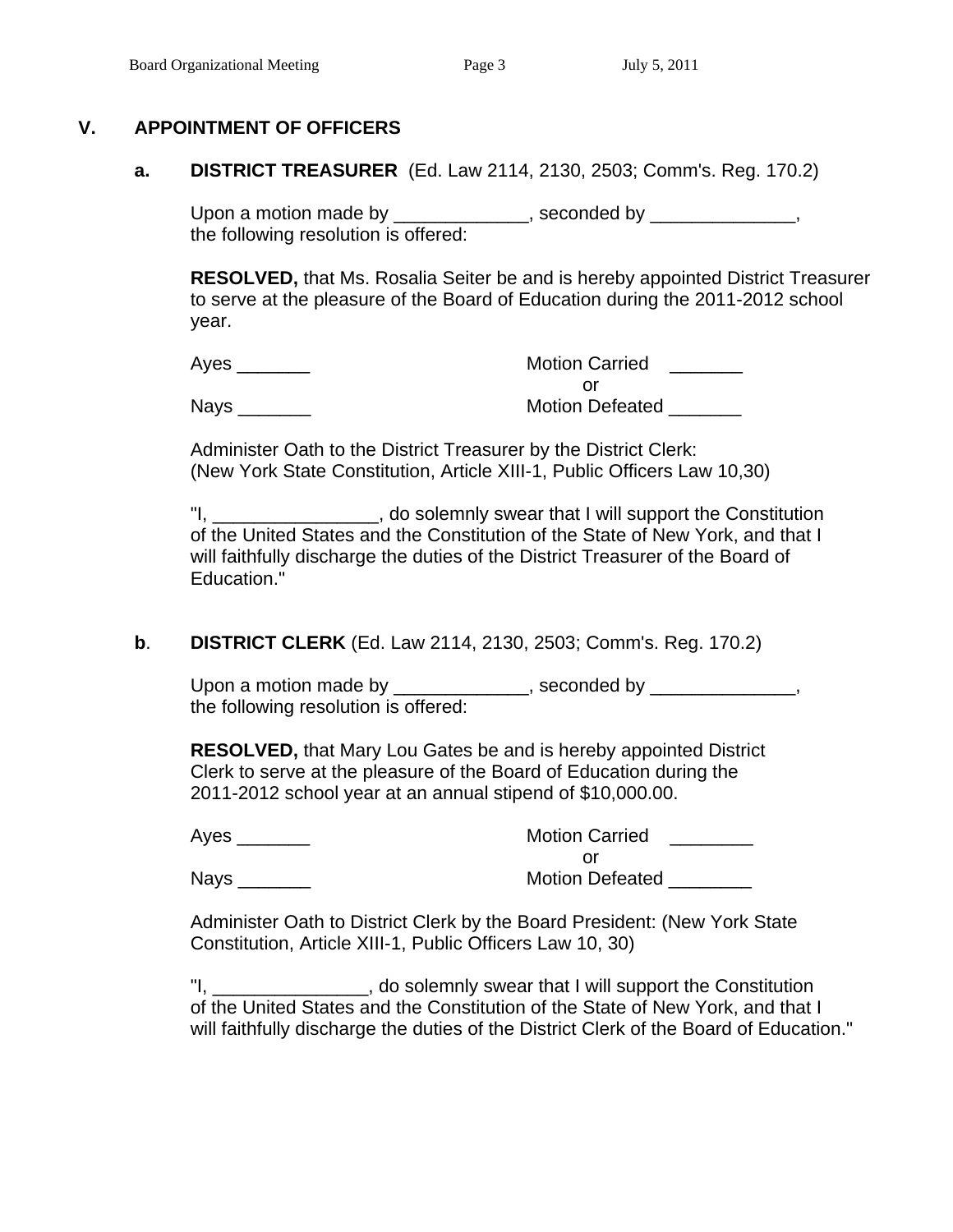## V. APPOINTMENT OF OFFICERS

### a. DISTRICT TREASURER (Ed. Law 2114, 2130, 2503; Comm's. Reg. 170.2)

Upon a motion made by _____________, seconded by ______________, the following resolution is offered:

**RESOLVED,** that Ms. Rosalia Seiter be and is hereby appointed District Treasurer to serve at the pleasure of the Board of Education during the 2011-2012 school year.

Ayes _______ Motion Carried _______
or
Nays _______ Motion Defeated _______

Administer Oath to the District Treasurer by the District Clerk:
(New York State Constitution, Article XIII-1, Public Officers Law 10,30)

"I, ________________, do solemnly swear that I will support the Constitution of the United States and the Constitution of the State of New York, and that I will faithfully discharge the duties of the District Treasurer of the Board of Education."

### b. DISTRICT CLERK (Ed. Law 2114, 2130, 2503; Comm's. Reg. 170.2)

Upon a motion made by _____________, seconded by ______________, the following resolution is offered:

**RESOLVED,** that Mary Lou Gates be and is hereby appointed District Clerk to serve at the pleasure of the Board of Education during the 2011-2012 school year at an annual stipend of $10,000.00.

Ayes _______ Motion Carried ________
or
Nays _______ Motion Defeated ________

Administer Oath to District Clerk by the Board President: (New York State Constitution, Article XIII-1, Public Officers Law 10, 30)

"I, _______________, do solemnly swear that I will support the Constitution of the United States and the Constitution of the State of New York, and that I will faithfully discharge the duties of the District Clerk of the Board of Education."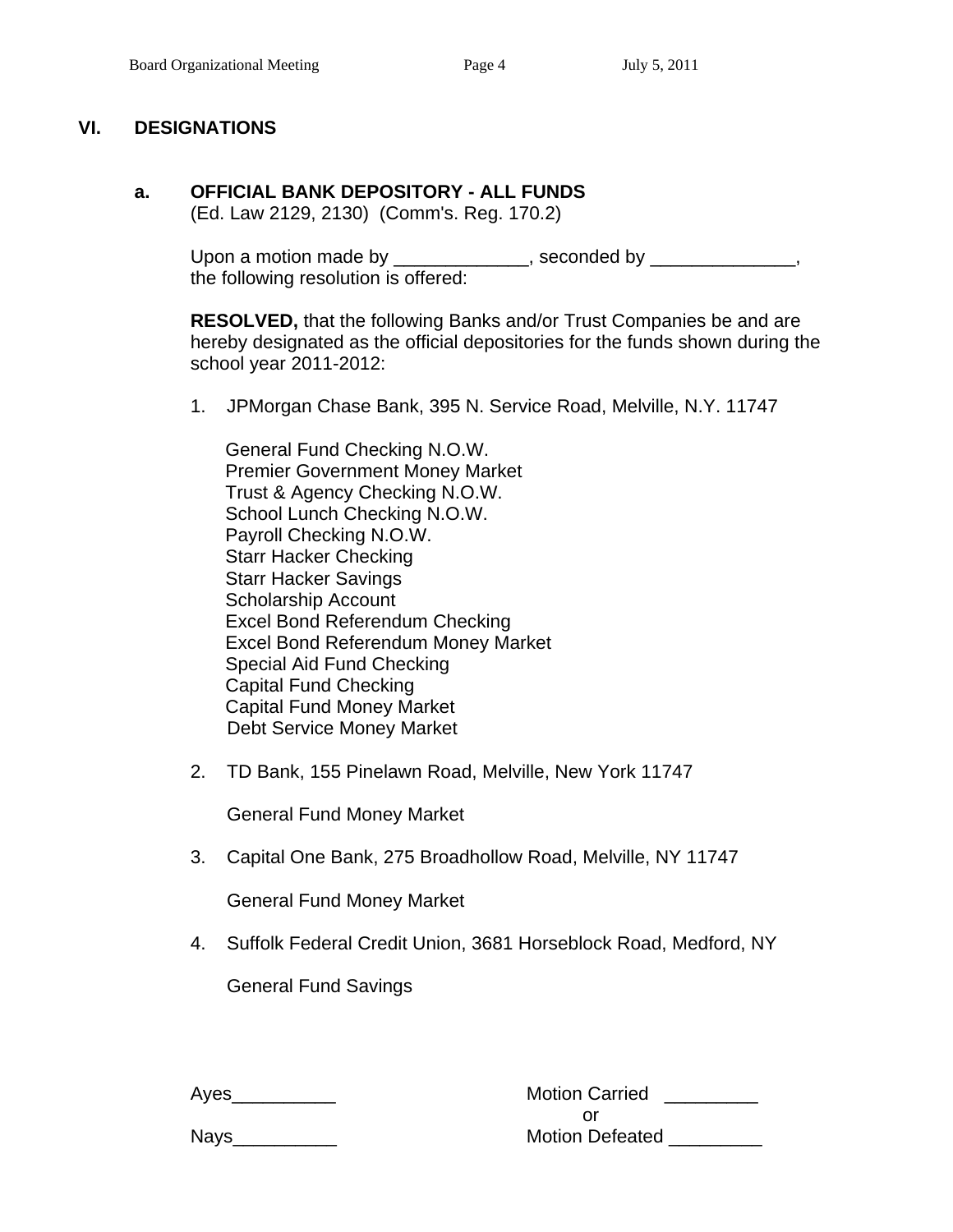## VI. DESIGNATIONS

### a. OFFICIAL BANK DEPOSITORY - ALL FUNDS

(Ed. Law 2129, 2130) (Comm's. Reg. 170.2)

Upon a motion made by _____________, seconded by ______________, the following resolution is offered:

**RESOLVED,** that the following Banks and/or Trust Companies be and are hereby designated as the official depositories for the funds shown during the school year 2011-2012:

1. JPMorgan Chase Bank, 395 N. Service Road, Melville, N.Y. 11747

   General Fund Checking N.O.W.
   Premier Government Money Market
   Trust & Agency Checking N.O.W.
   School Lunch Checking N.O.W.
   Payroll Checking N.O.W.
   Starr Hacker Checking
   Starr Hacker Savings
   Scholarship Account
   Excel Bond Referendum Checking
   Excel Bond Referendum Money Market
   Special Aid Fund Checking
   Capital Fund Checking
   Capital Fund Money Market
   Debt Service Money Market

2. TD Bank, 155 Pinelawn Road, Melville, New York 11747

   General Fund Money Market

3. Capital One Bank, 275 Broadhollow Road, Melville, NY 11747

   General Fund Money Market

4. Suffolk Federal Credit Union, 3681 Horseblock Road, Medford, NY

   General Fund Savings

Ayes__________ Motion Carried _________
or
Nays__________ Motion Defeated _________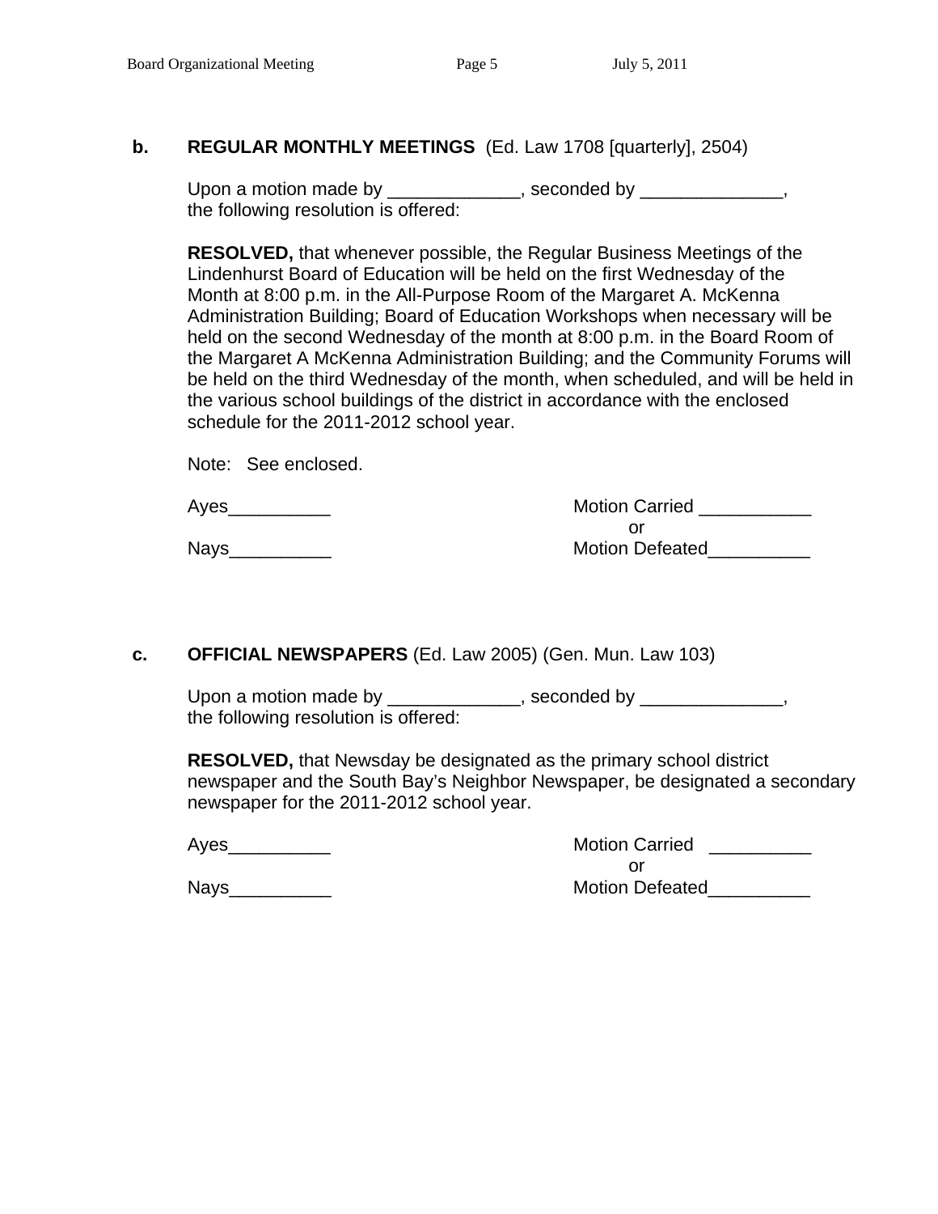**b. REGULAR MONTHLY MEETINGS** (Ed. Law 1708 [quarterly], 2504)

Upon a motion made by _____________, seconded by ______________, the following resolution is offered:

**RESOLVED,** that whenever possible, the Regular Business Meetings of the Lindenhurst Board of Education will be held on the first Wednesday of the Month at 8:00 p.m. in the All-Purpose Room of the Margaret A. McKenna Administration Building; Board of Education Workshops when necessary will be held on the second Wednesday of the month at 8:00 p.m. in the Board Room of the Margaret A McKenna Administration Building; and the Community Forums will be held on the third Wednesday of the month, when scheduled, and will be held in the various school buildings of the district in accordance with the enclosed schedule for the 2011-2012 school year.

Note: See enclosed.

Ayes__________ Motion Carried ___________

or

Nays__________ Motion Defeated__________

**c. OFFICIAL NEWSPAPERS** (Ed. Law 2005) (Gen. Mun. Law 103)

Upon a motion made by _____________, seconded by ______________, the following resolution is offered:

**RESOLVED,** that Newsday be designated as the primary school district newspaper and the South Bay's Neighbor Newspaper, be designated a secondary newspaper for the 2011-2012 school year.

Ayes__________ Motion Carried __________

or

Nays__________ Motion Defeated__________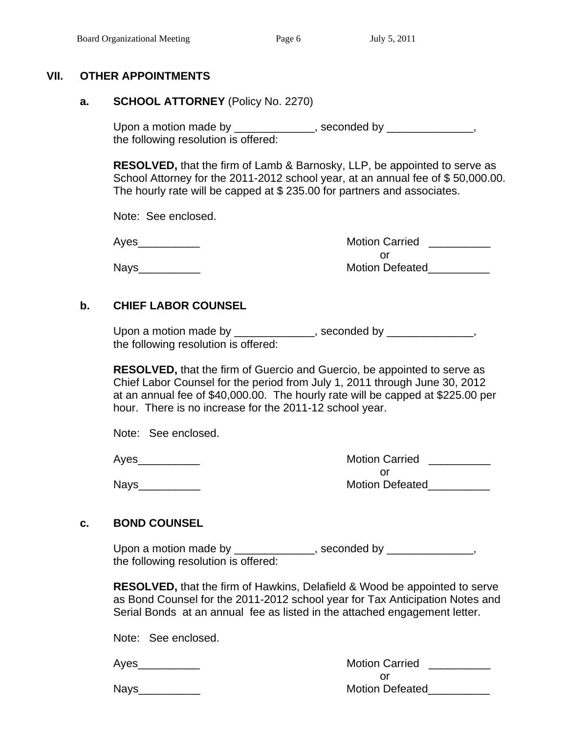## VII. OTHER APPOINTMENTS

### a. SCHOOL ATTORNEY (Policy No. 2270)

Upon a motion made by _____________, seconded by ______________, the following resolution is offered:

**RESOLVED,** that the firm of Lamb & Barnosky, LLP, be appointed to serve as School Attorney for the 2011-2012 school year, at an annual fee of $ 50,000.00. The hourly rate will be capped at $ 235.00 for partners and associates.

Note: See enclosed.

Ayes__________ Motion Carried __________
or
Nays__________ Motion Defeated__________

### b. CHIEF LABOR COUNSEL

Upon a motion made by _____________, seconded by ______________, the following resolution is offered:

**RESOLVED,** that the firm of Guercio and Guercio, be appointed to serve as Chief Labor Counsel for the period from July 1, 2011 through June 30, 2012 at an annual fee of $40,000.00. The hourly rate will be capped at $225.00 per hour. There is no increase for the 2011-12 school year.

Note: See enclosed.

Ayes__________ Motion Carried __________
or
Nays__________ Motion Defeated__________

### c. BOND COUNSEL

Upon a motion made by _____________, seconded by ______________, the following resolution is offered:

**RESOLVED,** that the firm of Hawkins, Delafield & Wood be appointed to serve as Bond Counsel for the 2011-2012 school year for Tax Anticipation Notes and Serial Bonds at an annual fee as listed in the attached engagement letter.

Note: See enclosed.

Ayes__________ Motion Carried __________
or
Nays__________ Motion Defeated__________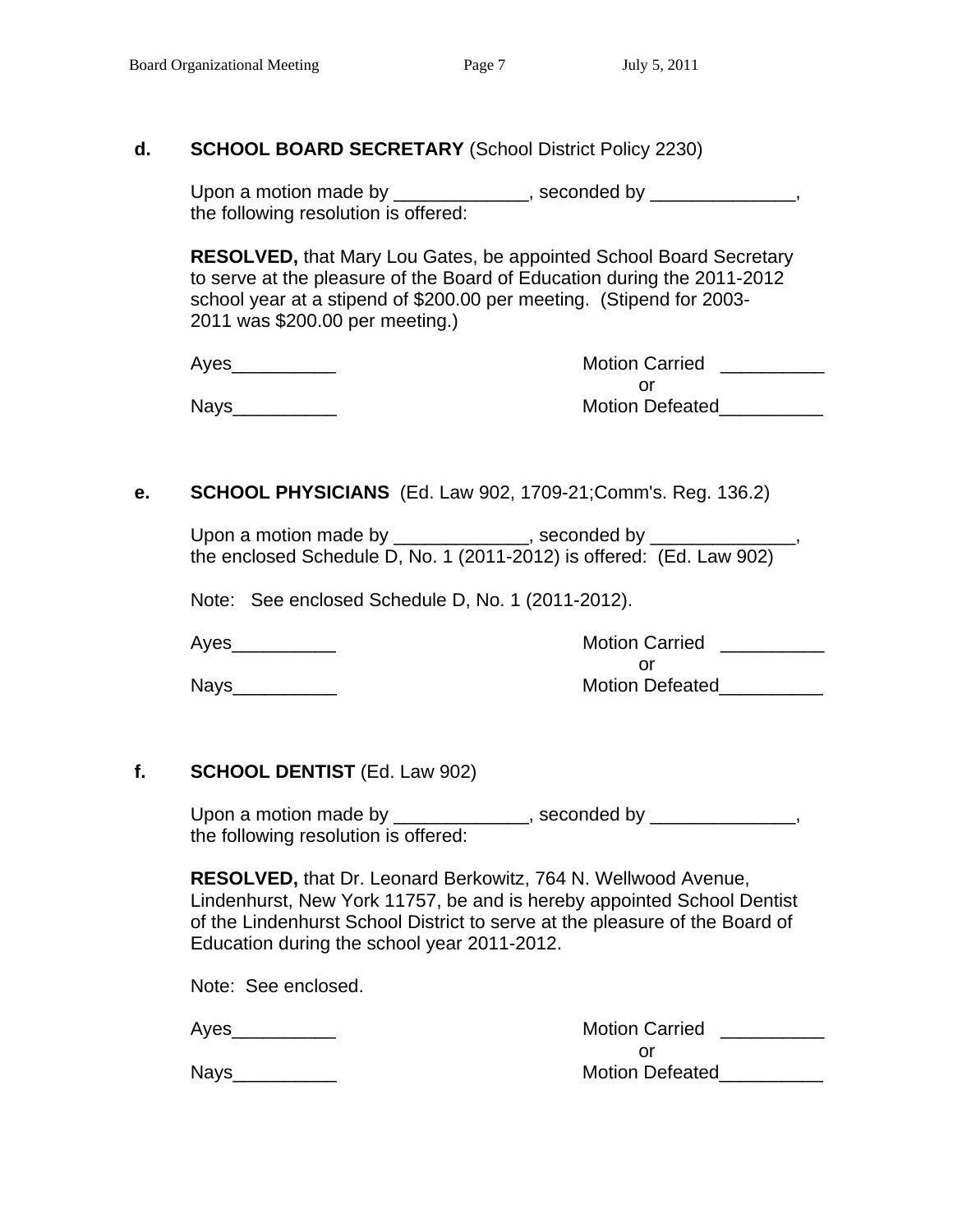**d. SCHOOL BOARD SECRETARY** (School District Policy 2230)

Upon a motion made by _____________, seconded by ______________, the following resolution is offered:

**RESOLVED,** that Mary Lou Gates, be appointed School Board Secretary to serve at the pleasure of the Board of Education during the 2011-2012 school year at a stipend of $200.00 per meeting. (Stipend for 2003-2011 was $200.00 per meeting.)

Ayes__________ Motion Carried __________
or
Nays__________ Motion Defeated__________

**e. SCHOOL PHYSICIANS** (Ed. Law 902, 1709-21;Comm's. Reg. 136.2)

Upon a motion made by _____________, seconded by ______________, the enclosed Schedule D, No. 1 (2011-2012) is offered: (Ed. Law 902)

Note: See enclosed Schedule D, No. 1 (2011-2012).

Ayes__________ Motion Carried __________
or
Nays__________ Motion Defeated__________

**f. SCHOOL DENTIST** (Ed. Law 902)

Upon a motion made by _____________, seconded by ______________, the following resolution is offered:

**RESOLVED,** that Dr. Leonard Berkowitz, 764 N. Wellwood Avenue, Lindenhurst, New York 11757, be and is hereby appointed School Dentist of the Lindenhurst School District to serve at the pleasure of the Board of Education during the school year 2011-2012.

Note: See enclosed.

Ayes__________ Motion Carried __________
or
Nays__________ Motion Defeated__________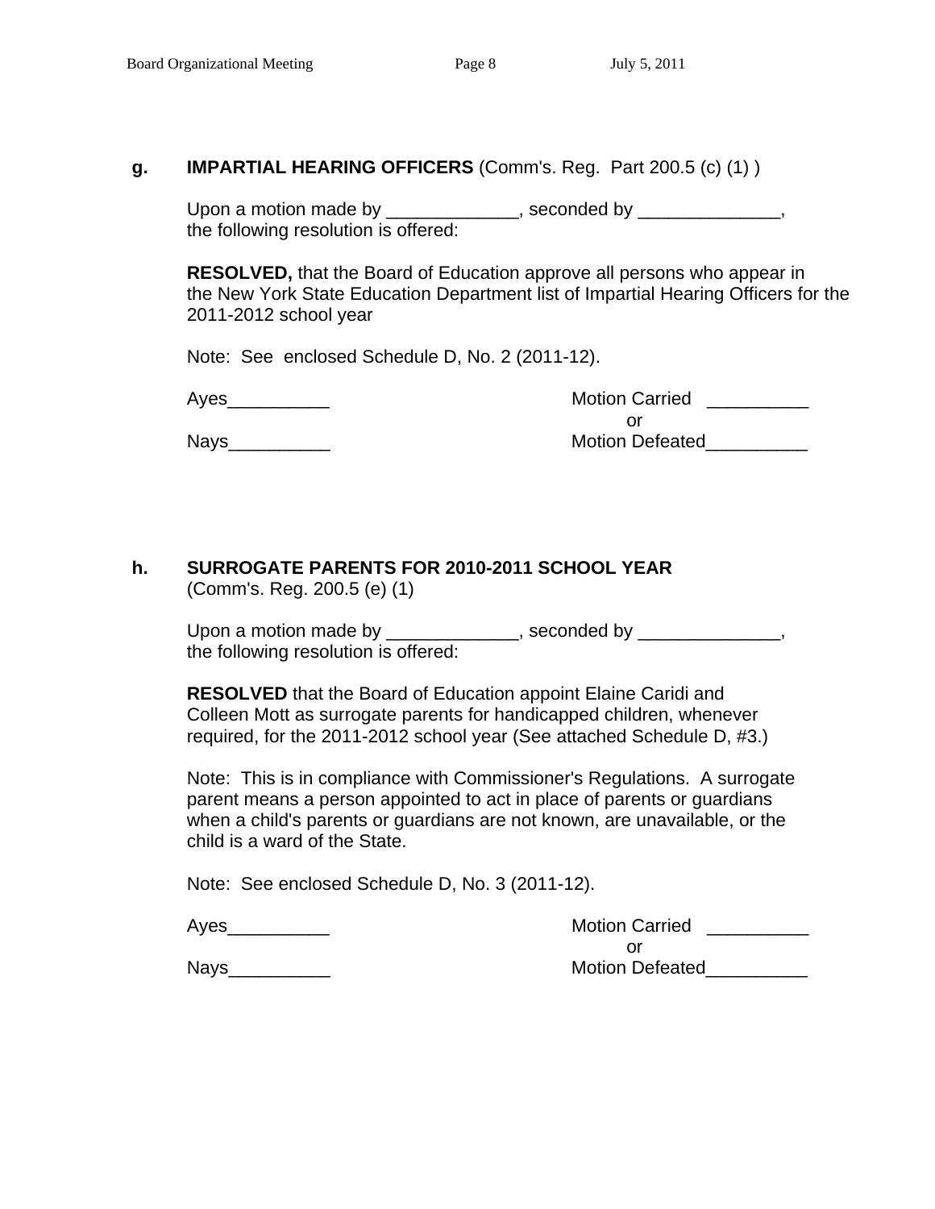**g. IMPARTIAL HEARING OFFICERS** (Comm's. Reg. Part 200.5 (c) (1) )

Upon a motion made by _____________, seconded by ______________, the following resolution is offered:

**RESOLVED,** that the Board of Education approve all persons who appear in the New York State Education Department list of Impartial Hearing Officers for the 2011-2012 school year

Note: See enclosed Schedule D, No. 2 (2011-12).

Ayes__________ Motion Carried __________
or
Nays__________ Motion Defeated__________

**h. SURROGATE PARENTS FOR 2010-2011 SCHOOL YEAR**
(Comm's. Reg. 200.5 (e) (1)

Upon a motion made by _____________, seconded by ______________, the following resolution is offered:

**RESOLVED** that the Board of Education appoint Elaine Caridi and Colleen Mott as surrogate parents for handicapped children, whenever required, for the 2011-2012 school year (See attached Schedule D, #3.)

Note: This is in compliance with Commissioner's Regulations. A surrogate parent means a person appointed to act in place of parents or guardians when a child's parents or guardians are not known, are unavailable, or the child is a ward of the State.

Note: See enclosed Schedule D, No. 3 (2011-12).

Ayes__________ Motion Carried __________
or
Nays__________ Motion Defeated__________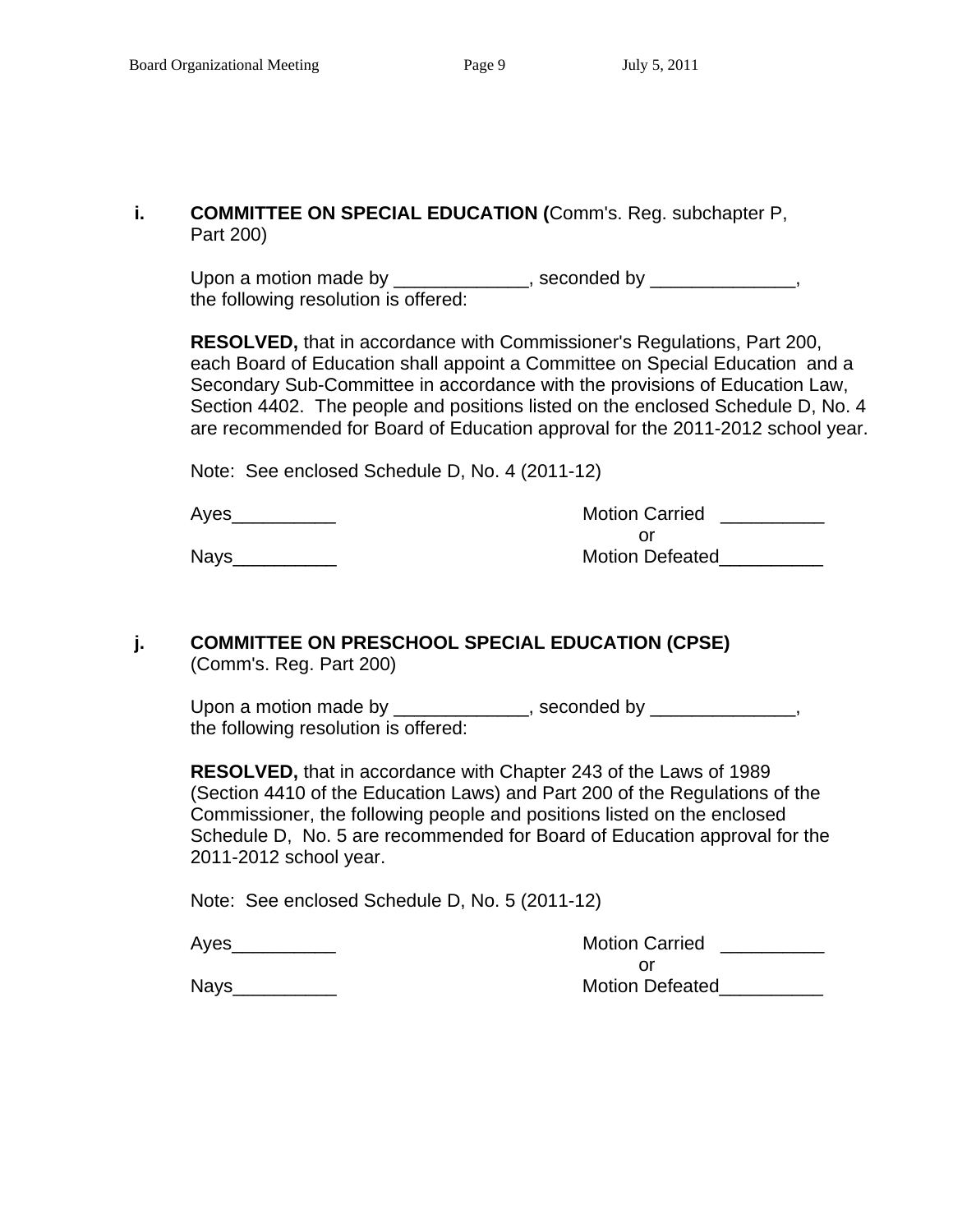**i. COMMITTEE ON SPECIAL EDUCATION (**Comm's. Reg. subchapter P, Part 200)

Upon a motion made by _____________, seconded by ______________, the following resolution is offered:

**RESOLVED,** that in accordance with Commissioner's Regulations, Part 200, each Board of Education shall appoint a Committee on Special Education and a Secondary Sub-Committee in accordance with the provisions of Education Law, Section 4402. The people and positions listed on the enclosed Schedule D, No. 4 are recommended for Board of Education approval for the 2011-2012 school year.

Note: See enclosed Schedule D, No. 4 (2011-12)

Ayes__________ Motion Carried __________
or
Nays__________ Motion Defeated__________

**j. COMMITTEE ON PRESCHOOL SPECIAL EDUCATION (CPSE)**
(Comm's. Reg. Part 200)

Upon a motion made by _____________, seconded by ______________, the following resolution is offered:

**RESOLVED,** that in accordance with Chapter 243 of the Laws of 1989 (Section 4410 of the Education Laws) and Part 200 of the Regulations of the Commissioner, the following people and positions listed on the enclosed Schedule D, No. 5 are recommended for Board of Education approval for the 2011-2012 school year.

Note: See enclosed Schedule D, No. 5 (2011-12)

Ayes__________ Motion Carried __________
or
Nays__________ Motion Defeated__________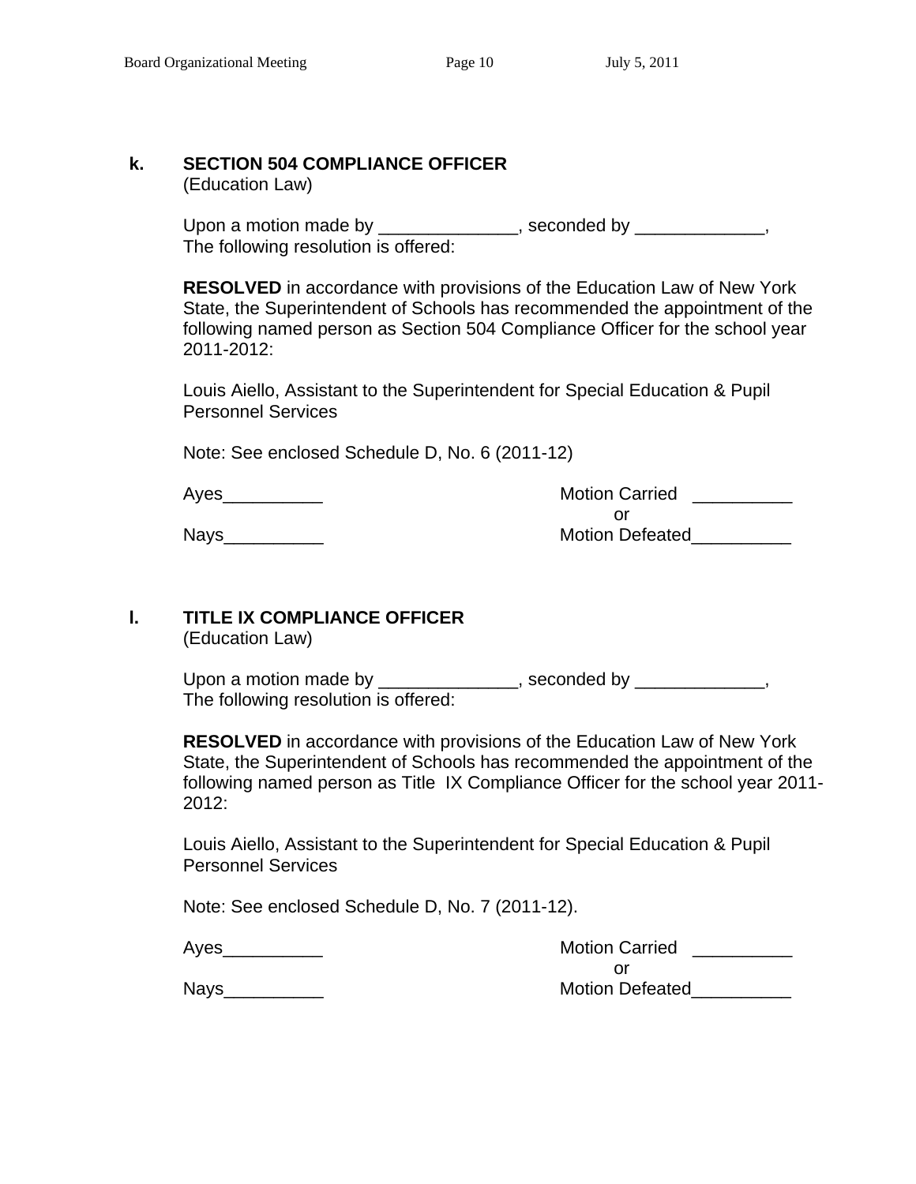**k. SECTION 504 COMPLIANCE OFFICER**
(Education Law)

Upon a motion made by ______________, seconded by _____________,
The following resolution is offered:

**RESOLVED** in accordance with provisions of the Education Law of New York State, the Superintendent of Schools has recommended the appointment of the following named person as Section 504 Compliance Officer for the school year 2011-2012:

Louis Aiello, Assistant to the Superintendent for Special Education & Pupil Personnel Services

Note: See enclosed Schedule D, No. 6 (2011-12)

Ayes__________ Motion Carried __________
or
Nays__________ Motion Defeated__________

**l. TITLE IX COMPLIANCE OFFICER**
(Education Law)

Upon a motion made by ______________, seconded by _____________,
The following resolution is offered:

**RESOLVED** in accordance with provisions of the Education Law of New York State, the Superintendent of Schools has recommended the appointment of the following named person as Title IX Compliance Officer for the school year 2011-2012:

Louis Aiello, Assistant to the Superintendent for Special Education & Pupil Personnel Services

Note: See enclosed Schedule D, No. 7 (2011-12).

Ayes__________ Motion Carried __________
or
Nays__________ Motion Defeated__________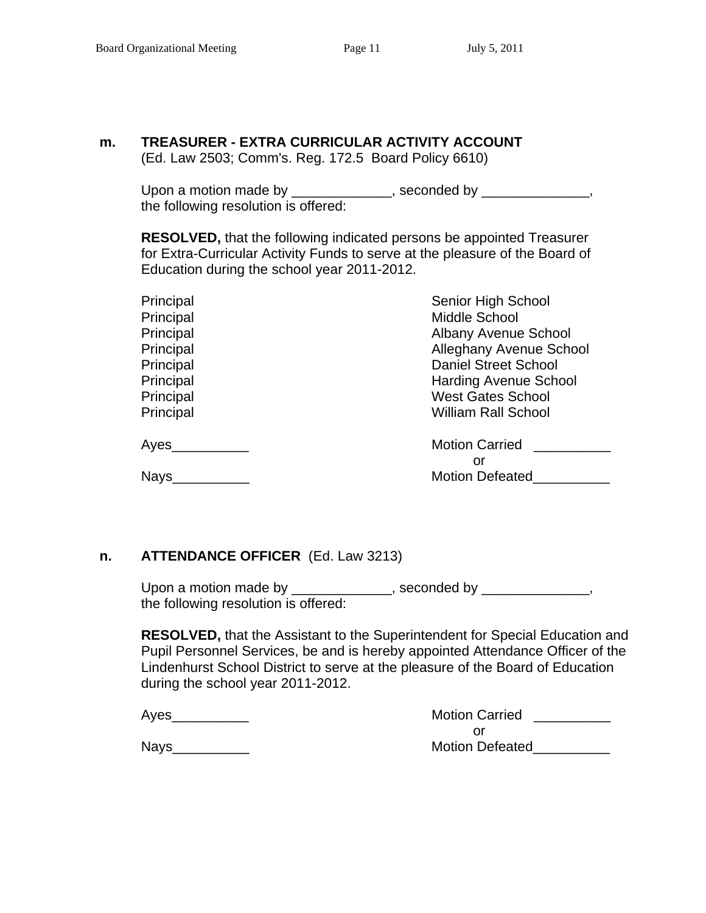**m. TREASURER - EXTRA CURRICULAR ACTIVITY ACCOUNT**
(Ed. Law 2503; Comm's. Reg. 172.5 Board Policy 6610)

Upon a motion made by _____________, seconded by ______________, the following resolution is offered:

**RESOLVED,** that the following indicated persons be appointed Treasurer for Extra-Curricular Activity Funds to serve at the pleasure of the Board of Education during the school year 2011-2012.

| | |
|---|---|
| Principal | Senior High School |
| Principal | Middle School |
| Principal | Albany Avenue School |
| Principal | Alleghany Avenue School |
| Principal | Daniel Street School |
| Principal | Harding Avenue School |
| Principal | West Gates School |
| Principal | William Rall School |

Ayes__________ Motion Carried __________
or
Nays__________ Motion Defeated__________

**n. ATTENDANCE OFFICER** (Ed. Law 3213)

Upon a motion made by _____________, seconded by ______________, the following resolution is offered:

**RESOLVED,** that the Assistant to the Superintendent for Special Education and Pupil Personnel Services, be and is hereby appointed Attendance Officer of the Lindenhurst School District to serve at the pleasure of the Board of Education during the school year 2011-2012.

Ayes__________ Motion Carried __________
or
Nays__________ Motion Defeated__________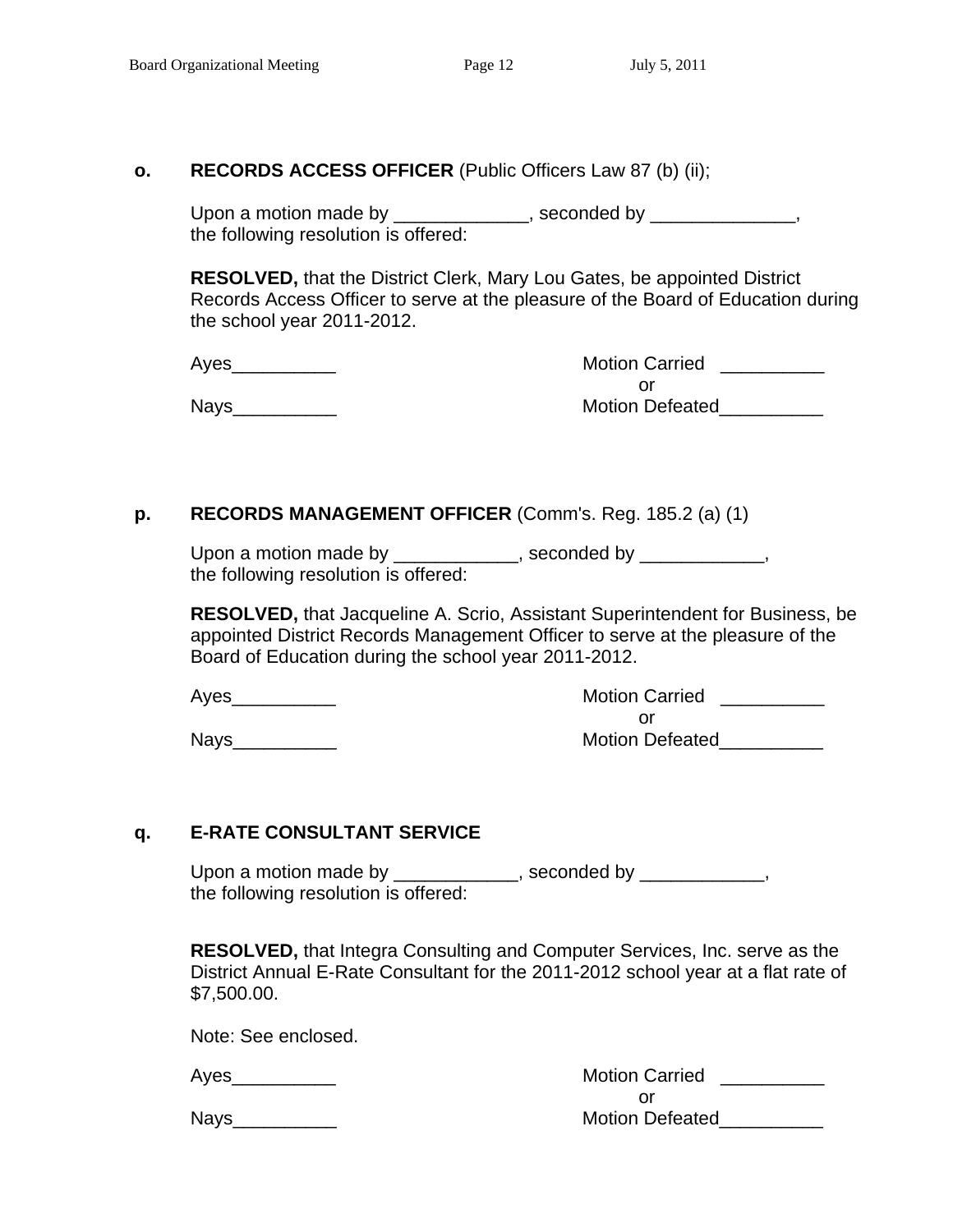**o.** **RECORDS ACCESS OFFICER** (Public Officers Law 87 (b) (ii);

Upon a motion made by _____________, seconded by ______________, the following resolution is offered:

**RESOLVED,** that the District Clerk, Mary Lou Gates, be appointed District Records Access Officer to serve at the pleasure of the Board of Education during the school year 2011-2012.

Ayes__________ Motion Carried __________
or
Nays__________ Motion Defeated__________

**p.** **RECORDS MANAGEMENT OFFICER** (Comm's. Reg. 185.2 (a) (1)

Upon a motion made by ____________, seconded by ____________, the following resolution is offered:

**RESOLVED,** that Jacqueline A. Scrio, Assistant Superintendent for Business, be appointed District Records Management Officer to serve at the pleasure of the Board of Education during the school year 2011-2012.

Ayes__________ Motion Carried __________
or
Nays__________ Motion Defeated__________

**q.** **E-RATE CONSULTANT SERVICE**

Upon a motion made by ____________, seconded by ____________, the following resolution is offered:

**RESOLVED,** that Integra Consulting and Computer Services, Inc. serve as the District Annual E-Rate Consultant for the 2011-2012 school year at a flat rate of $7,500.00.

Note: See enclosed.

Ayes__________ Motion Carried __________
or
Nays__________ Motion Defeated__________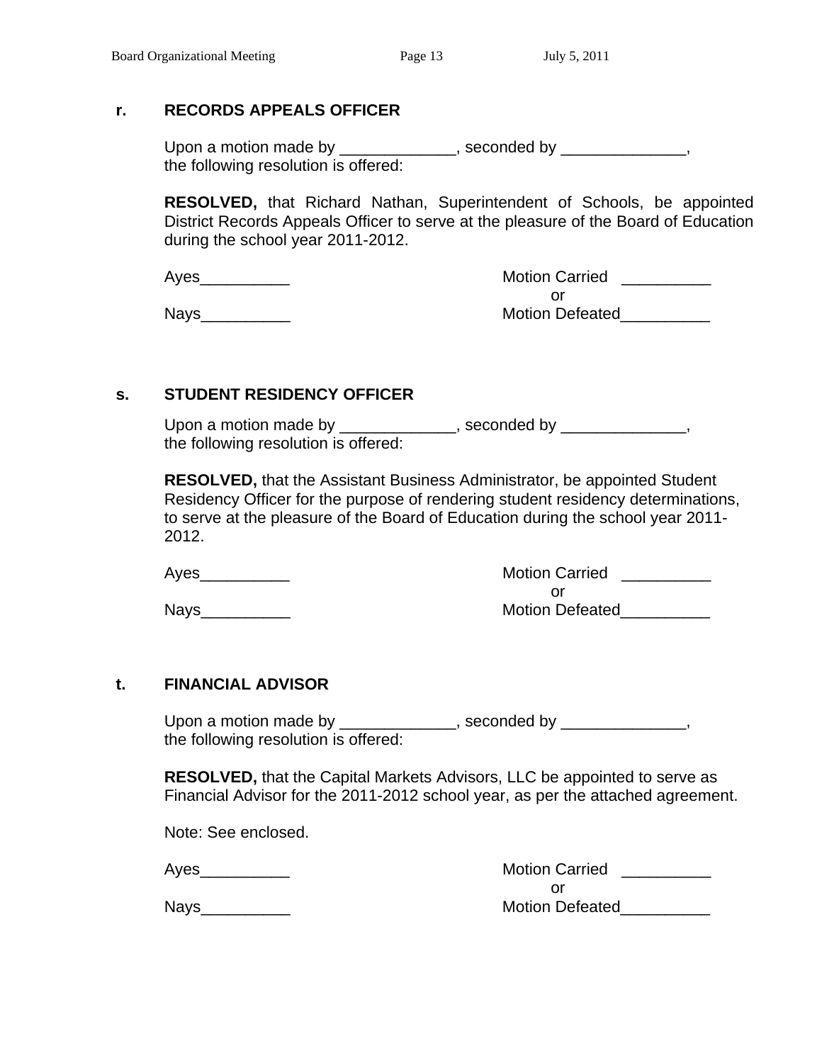**r. RECORDS APPEALS OFFICER**

Upon a motion made by _____________, seconded by ______________, the following resolution is offered:

**RESOLVED,** that Richard Nathan, Superintendent of Schools, be appointed District Records Appeals Officer to serve at the pleasure of the Board of Education during the school year 2011-2012.

Ayes__________ Motion Carried __________
or
Nays__________ Motion Defeated__________

**s. STUDENT RESIDENCY OFFICER**

Upon a motion made by _____________, seconded by ______________, the following resolution is offered:

**RESOLVED,** that the Assistant Business Administrator, be appointed Student Residency Officer for the purpose of rendering student residency determinations, to serve at the pleasure of the Board of Education during the school year 2011-2012.

Ayes__________ Motion Carried __________
or
Nays__________ Motion Defeated__________

**t. FINANCIAL ADVISOR**

Upon a motion made by _____________, seconded by ______________, the following resolution is offered:

**RESOLVED,** that the Capital Markets Advisors, LLC be appointed to serve as Financial Advisor for the 2011-2012 school year, as per the attached agreement.

Note: See enclosed.

Ayes__________ Motion Carried __________
or
Nays__________ Motion Defeated__________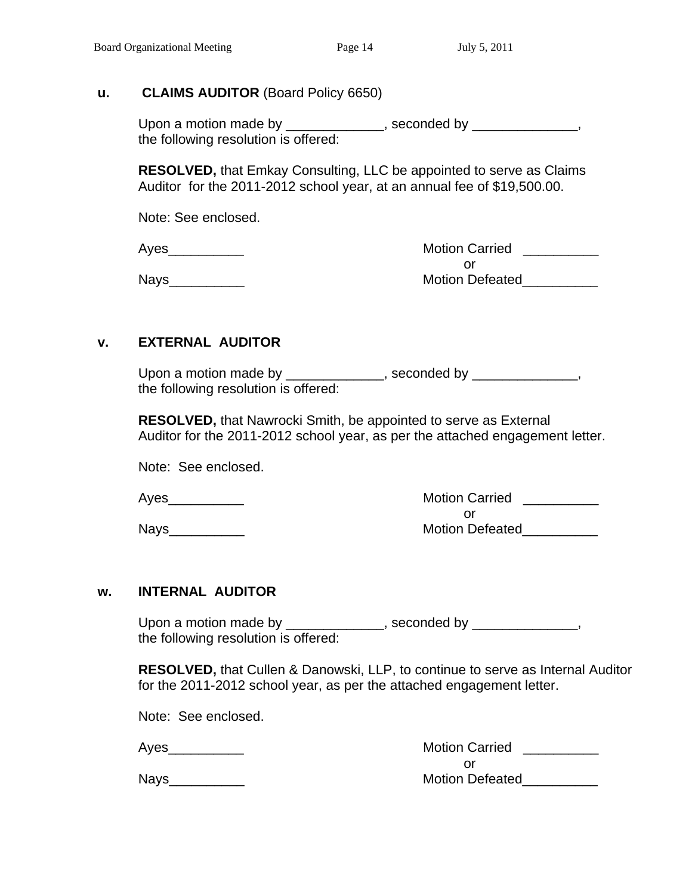**u. CLAIMS AUDITOR** (Board Policy 6650)

Upon a motion made by _____________, seconded by ______________, the following resolution is offered:

**RESOLVED,** that Emkay Consulting, LLC be appointed to serve as Claims Auditor for the 2011-2012 school year, at an annual fee of $19,500.00.

Note: See enclosed.

Ayes__________ Motion Carried __________

or

Nays__________ Motion Defeated__________

**v. EXTERNAL AUDITOR**

Upon a motion made by _____________, seconded by ______________, the following resolution is offered:

**RESOLVED,** that Nawrocki Smith, be appointed to serve as External Auditor for the 2011-2012 school year, as per the attached engagement letter.

Note: See enclosed.

Ayes__________ Motion Carried __________

or

Nays__________ Motion Defeated__________

**w. INTERNAL AUDITOR**

Upon a motion made by _____________, seconded by ______________, the following resolution is offered:

**RESOLVED,** that Cullen & Danowski, LLP, to continue to serve as Internal Auditor for the 2011-2012 school year, as per the attached engagement letter.

Note: See enclosed.

Ayes__________ Motion Carried __________

or

Nays__________ Motion Defeated__________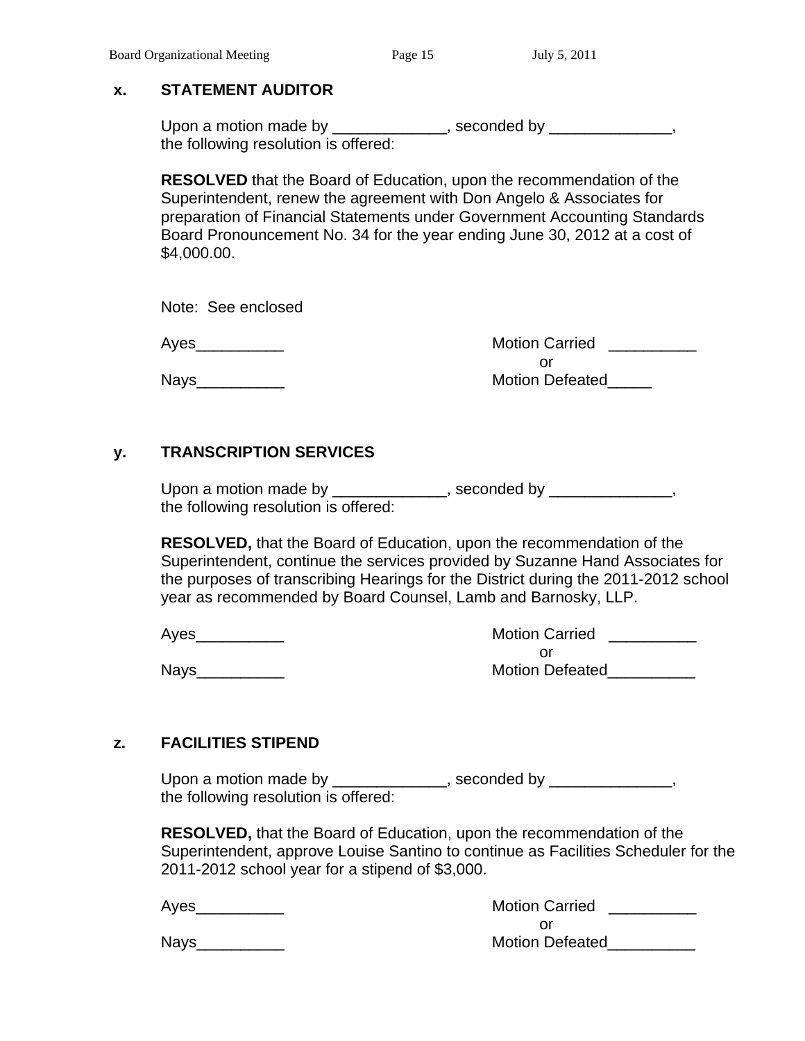### x. STATEMENT AUDITOR

Upon a motion made by _____________, seconded by ______________, the following resolution is offered:

**RESOLVED** that the Board of Education, upon the recommendation of the Superintendent, renew the agreement with Don Angelo & Associates for preparation of Financial Statements under Government Accounting Standards Board Pronouncement No. 34 for the year ending June 30, 2012 at a cost of $4,000.00.

Note: See enclosed

Ayes__________ Motion Carried __________
or
Nays__________ Motion Defeated_____

### y. TRANSCRIPTION SERVICES

Upon a motion made by _____________, seconded by ______________, the following resolution is offered:

**RESOLVED,** that the Board of Education, upon the recommendation of the Superintendent, continue the services provided by Suzanne Hand Associates for the purposes of transcribing Hearings for the District during the 2011-2012 school year as recommended by Board Counsel, Lamb and Barnosky, LLP.

Ayes__________ Motion Carried __________
or
Nays__________ Motion Defeated__________

### z. FACILITIES STIPEND

Upon a motion made by _____________, seconded by ______________, the following resolution is offered:

**RESOLVED,** that the Board of Education, upon the recommendation of the Superintendent, approve Louise Santino to continue as Facilities Scheduler for the 2011-2012 school year for a stipend of $3,000.

Ayes__________ Motion Carried __________
or
Nays__________ Motion Defeated__________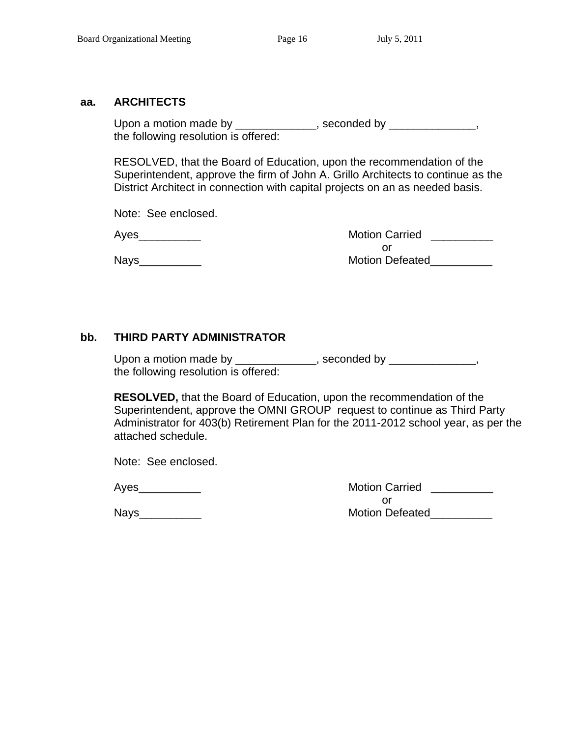**aa. ARCHITECTS**

Upon a motion made by _____________, seconded by ______________, the following resolution is offered:

RESOLVED, that the Board of Education, upon the recommendation of the Superintendent, approve the firm of John A. Grillo Architects to continue as the District Architect in connection with capital projects on an as needed basis.

Note: See enclosed.

Ayes__________ Motion Carried __________
or
Nays__________ Motion Defeated__________

**bb. THIRD PARTY ADMINISTRATOR**

Upon a motion made by _____________, seconded by ______________, the following resolution is offered:

**RESOLVED,** that the Board of Education, upon the recommendation of the Superintendent, approve the OMNI GROUP request to continue as Third Party Administrator for 403(b) Retirement Plan for the 2011-2012 school year, as per the attached schedule.

Note: See enclosed.

Ayes__________ Motion Carried __________
or
Nays__________ Motion Defeated__________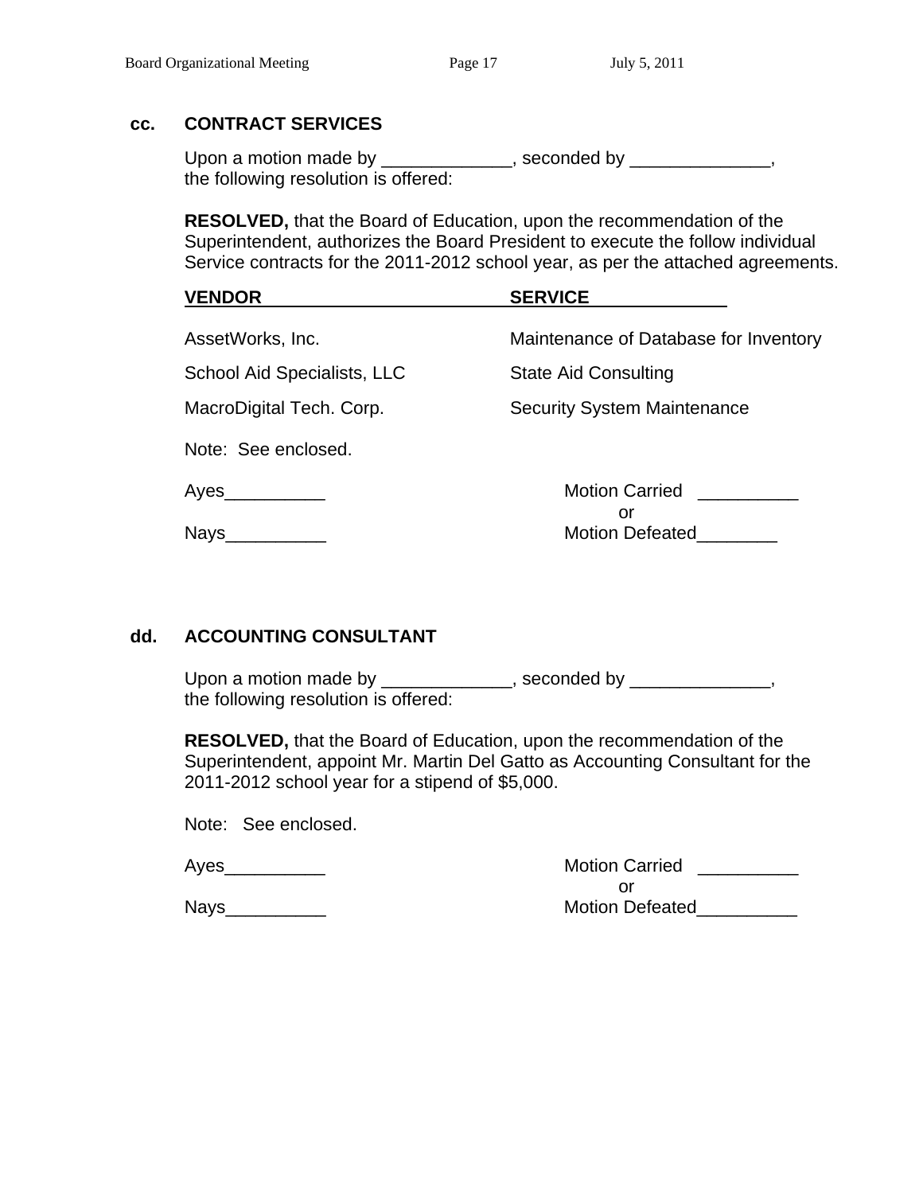## cc. CONTRACT SERVICES

Upon a motion made by _____________, seconded by ______________, the following resolution is offered:

**RESOLVED,** that the Board of Education, upon the recommendation of the Superintendent, authorizes the Board President to execute the follow individual Service contracts for the 2011-2012 school year, as per the attached agreements.

| VENDOR | SERVICE |
|---|---|
| AssetWorks, Inc. | Maintenance of Database for Inventory |
| School Aid Specialists, LLC | State Aid Consulting |
| MacroDigital Tech. Corp. | Security System Maintenance |

Note: See enclosed.

Ayes__________ Motion Carried __________
or
Nays__________ Motion Defeated________

## dd. ACCOUNTING CONSULTANT

Upon a motion made by _____________, seconded by ______________, the following resolution is offered:

**RESOLVED,** that the Board of Education, upon the recommendation of the Superintendent, appoint Mr. Martin Del Gatto as Accounting Consultant for the 2011-2012 school year for a stipend of $5,000.

Note: See enclosed.

Ayes__________ Motion Carried __________
or
Nays__________ Motion Defeated__________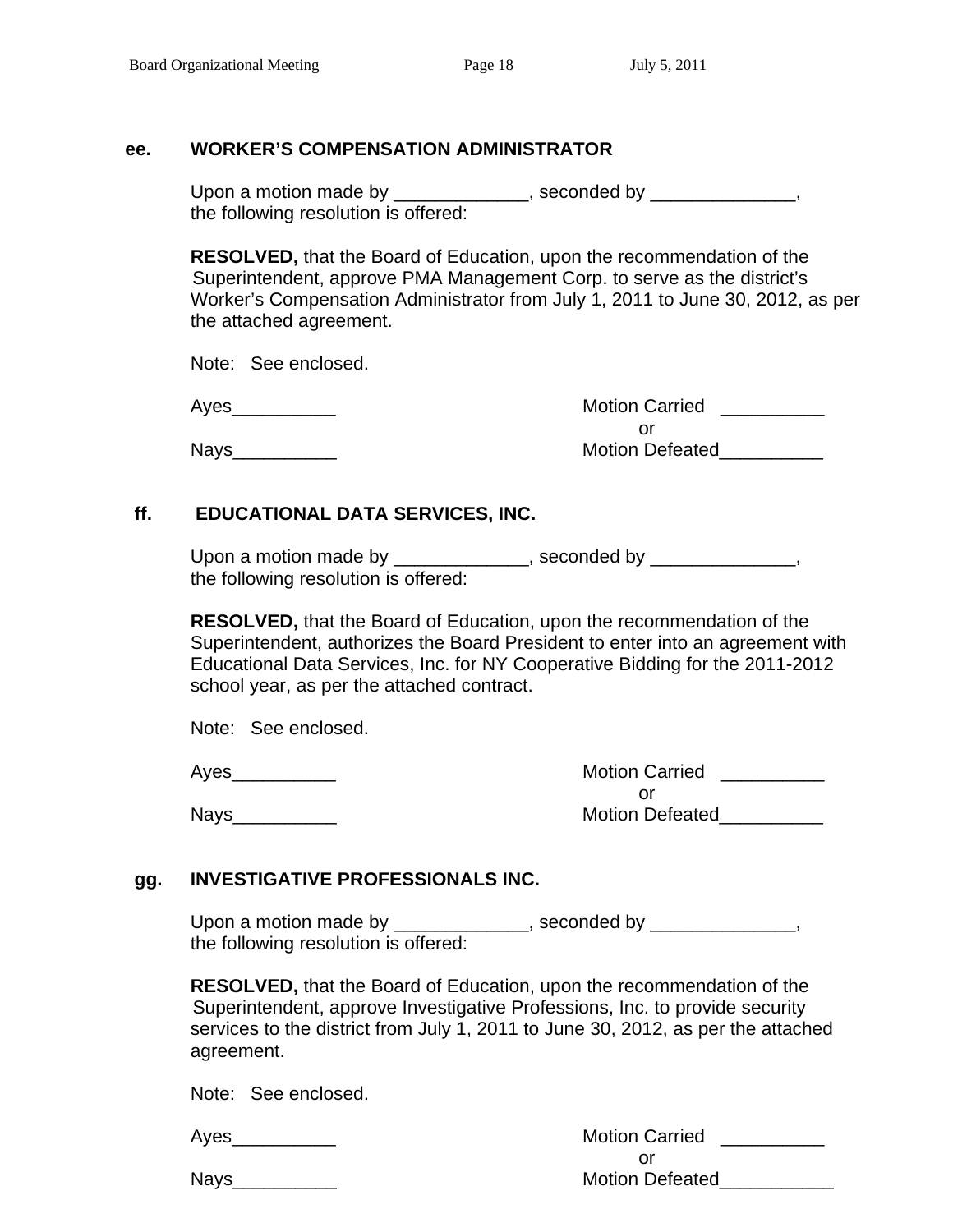**ee. WORKER'S COMPENSATION ADMINISTRATOR**

Upon a motion made by _____________, seconded by ______________, the following resolution is offered:

**RESOLVED,** that the Board of Education, upon the recommendation of the Superintendent, approve PMA Management Corp. to serve as the district's Worker's Compensation Administrator from July 1, 2011 to June 30, 2012, as per the attached agreement.

Note: See enclosed.

Ayes__________ Motion Carried __________
or
Nays__________ Motion Defeated__________

**ff. EDUCATIONAL DATA SERVICES, INC.**

Upon a motion made by _____________, seconded by ______________, the following resolution is offered:

**RESOLVED,** that the Board of Education, upon the recommendation of the Superintendent, authorizes the Board President to enter into an agreement with Educational Data Services, Inc. for NY Cooperative Bidding for the 2011-2012 school year, as per the attached contract.

Note: See enclosed.

Ayes__________ Motion Carried __________
or
Nays__________ Motion Defeated__________

**gg. INVESTIGATIVE PROFESSIONALS INC.**

Upon a motion made by _____________, seconded by ______________, the following resolution is offered:

**RESOLVED,** that the Board of Education, upon the recommendation of the Superintendent, approve Investigative Professions, Inc. to provide security services to the district from July 1, 2011 to June 30, 2012, as per the attached agreement.

Note: See enclosed.

Ayes__________ Motion Carried __________
or
Nays__________ Motion Defeated___________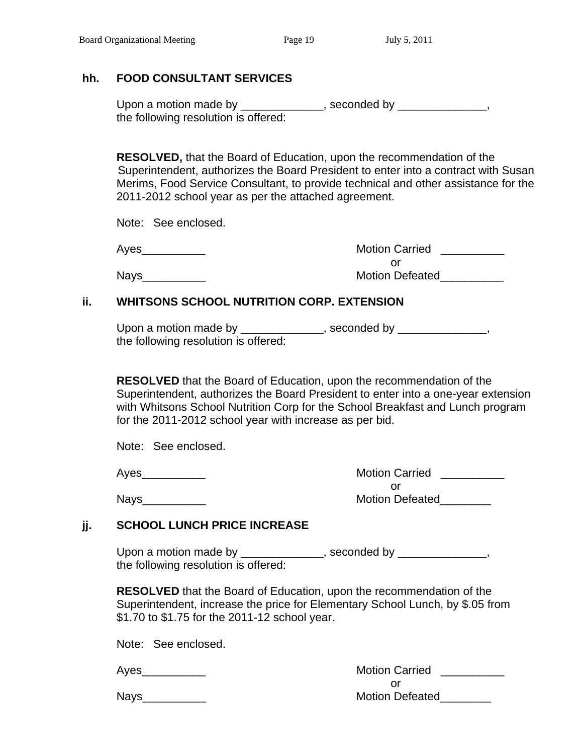## hh. FOOD CONSULTANT SERVICES

Upon a motion made by _____________, seconded by ______________, the following resolution is offered:

**RESOLVED,** that the Board of Education, upon the recommendation of the Superintendent, authorizes the Board President to enter into a contract with Susan Merims, Food Service Consultant, to provide technical and other assistance for the 2011-2012 school year as per the attached agreement.

Note: See enclosed.

Ayes__________ Motion Carried __________

or

Nays__________ Motion Defeated__________

## ii. WHITSONS SCHOOL NUTRITION CORP. EXTENSION

Upon a motion made by _____________, seconded by ______________, the following resolution is offered:

**RESOLVED** that the Board of Education, upon the recommendation of the Superintendent, authorizes the Board President to enter into a one-year extension with Whitsons School Nutrition Corp for the School Breakfast and Lunch program for the 2011-2012 school year with increase as per bid.

Note: See enclosed.

Ayes__________ Motion Carried __________

or

Nays__________ Motion Defeated________

## jj. SCHOOL LUNCH PRICE INCREASE

Upon a motion made by _____________, seconded by ______________, the following resolution is offered:

**RESOLVED** that the Board of Education, upon the recommendation of the Superintendent, increase the price for Elementary School Lunch, by $.05 from $1.70 to $1.75 for the 2011-12 school year.

Note: See enclosed.

Ayes__________ Motion Carried __________

or

Nays__________ Motion Defeated________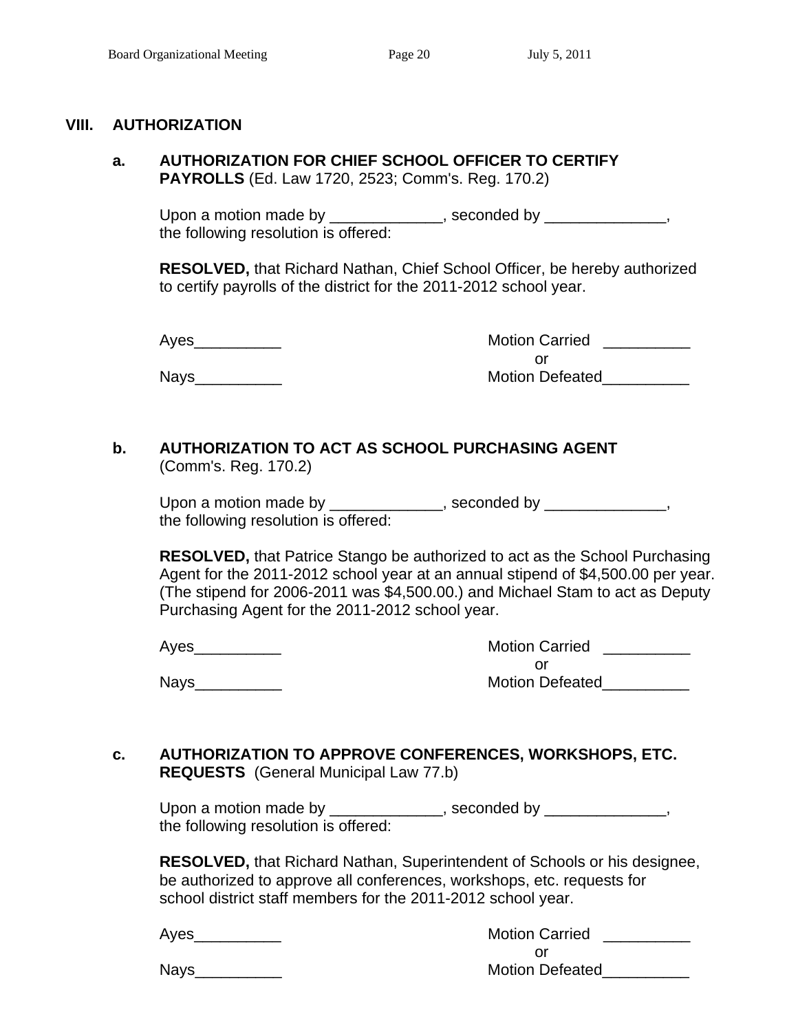## VIII. AUTHORIZATION

### a. AUTHORIZATION FOR CHIEF SCHOOL OFFICER TO CERTIFY PAYROLLS (Ed. Law 1720, 2523; Comm's. Reg. 170.2)

Upon a motion made by _____________, seconded by ______________, the following resolution is offered:

**RESOLVED,** that Richard Nathan, Chief School Officer, be hereby authorized to certify payrolls of the district for the 2011-2012 school year.

Ayes__________ Motion Carried __________
or
Nays__________ Motion Defeated__________

### b. AUTHORIZATION TO ACT AS SCHOOL PURCHASING AGENT (Comm's. Reg. 170.2)

Upon a motion made by _____________, seconded by ______________, the following resolution is offered:

**RESOLVED,** that Patrice Stango be authorized to act as the School Purchasing Agent for the 2011-2012 school year at an annual stipend of $4,500.00 per year. (The stipend for 2006-2011 was $4,500.00.) and Michael Stam to act as Deputy Purchasing Agent for the 2011-2012 school year.

Ayes__________ Motion Carried __________
or
Nays__________ Motion Defeated__________

### c. AUTHORIZATION TO APPROVE CONFERENCES, WORKSHOPS, ETC. REQUESTS (General Municipal Law 77.b)

Upon a motion made by _____________, seconded by ______________, the following resolution is offered:

**RESOLVED,** that Richard Nathan, Superintendent of Schools or his designee, be authorized to approve all conferences, workshops, etc. requests for school district staff members for the 2011-2012 school year.

Ayes__________ Motion Carried __________
or
Nays__________ Motion Defeated__________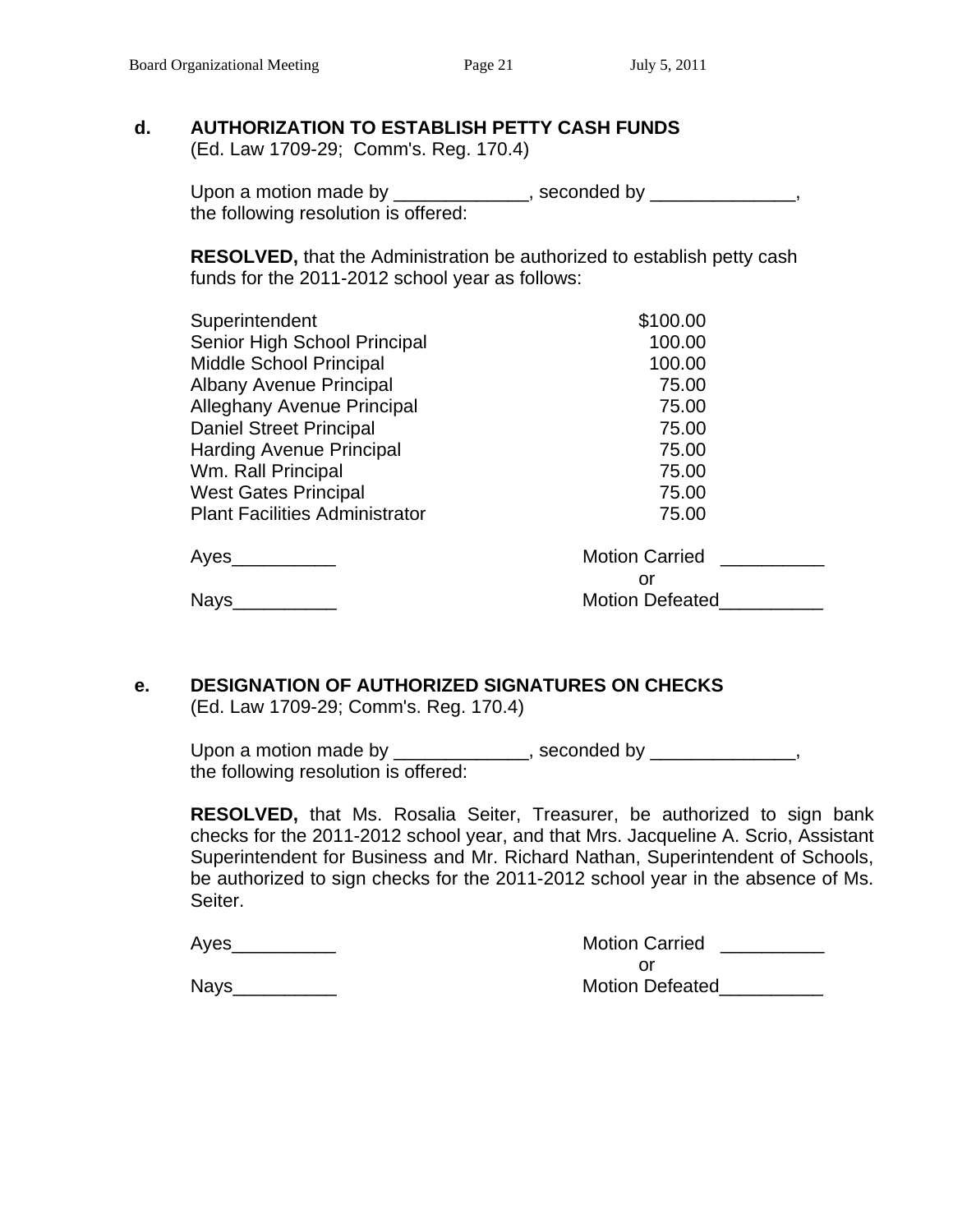**d. AUTHORIZATION TO ESTABLISH PETTY CASH FUNDS**
(Ed. Law 1709-29; Comm's. Reg. 170.4)

Upon a motion made by _____________, seconded by ______________, the following resolution is offered:

**RESOLVED,** that the Administration be authorized to establish petty cash funds for the 2011-2012 school year as follows:

| | |
|---|---|
| Superintendent | $100.00 |
| Senior High School Principal | 100.00 |
| Middle School Principal | 100.00 |
| Albany Avenue Principal | 75.00 |
| Alleghany Avenue Principal | 75.00 |
| Daniel Street Principal | 75.00 |
| Harding Avenue Principal | 75.00 |
| Wm. Rall Principal | 75.00 |
| West Gates Principal | 75.00 |
| Plant Facilities Administrator | 75.00 |

Ayes__________ Motion Carried __________
or
Nays__________ Motion Defeated__________

**e. DESIGNATION OF AUTHORIZED SIGNATURES ON CHECKS**
(Ed. Law 1709-29; Comm's. Reg. 170.4)

Upon a motion made by _____________, seconded by ______________, the following resolution is offered:

**RESOLVED,** that Ms. Rosalia Seiter, Treasurer, be authorized to sign bank checks for the 2011-2012 school year, and that Mrs. Jacqueline A. Scrio, Assistant Superintendent for Business and Mr. Richard Nathan, Superintendent of Schools, be authorized to sign checks for the 2011-2012 school year in the absence of Ms. Seiter.

Ayes__________ Motion Carried __________
or
Nays__________ Motion Defeated__________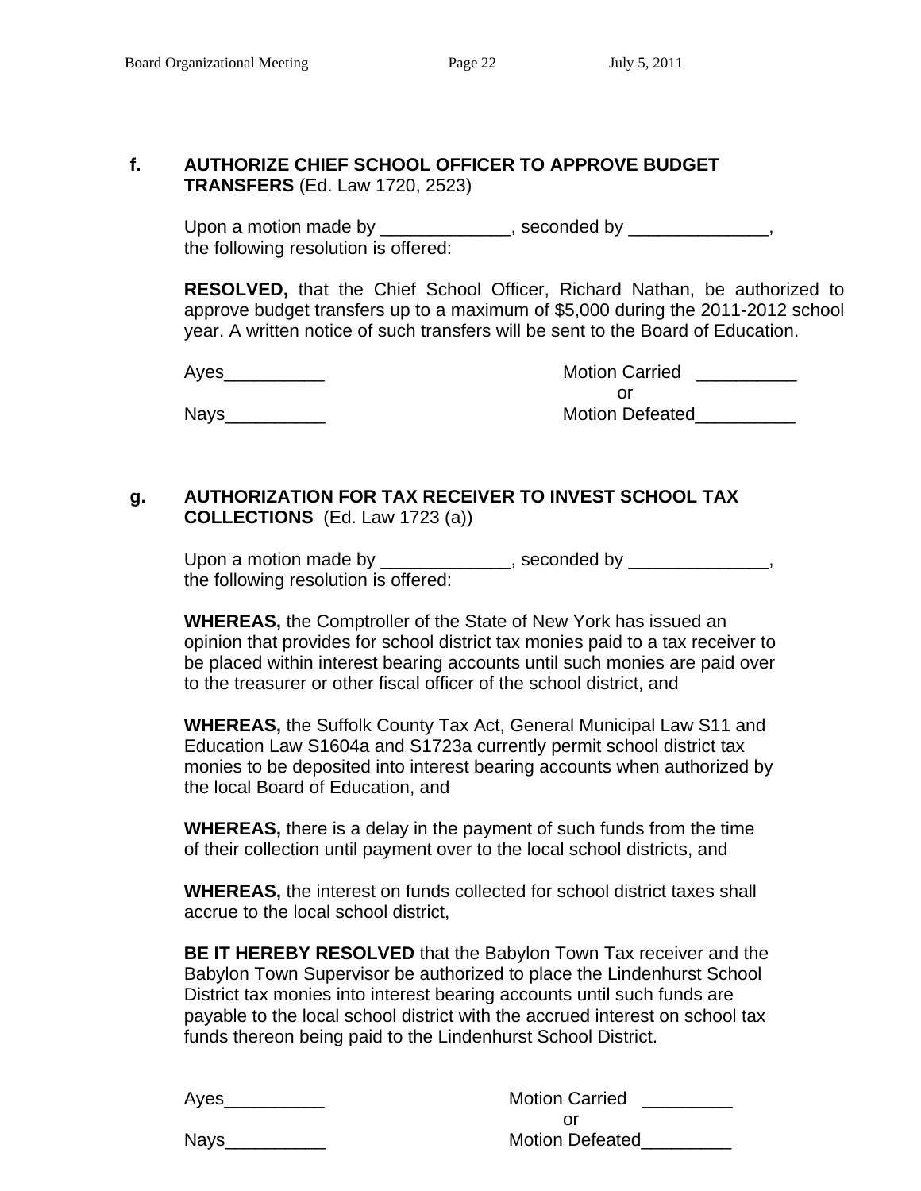**f. AUTHORIZE CHIEF SCHOOL OFFICER TO APPROVE BUDGET TRANSFERS** (Ed. Law 1720, 2523)

Upon a motion made by _____________, seconded by ______________, the following resolution is offered:

**RESOLVED,** that the Chief School Officer, Richard Nathan, be authorized to approve budget transfers up to a maximum of $5,000 during the 2011-2012 school year. A written notice of such transfers will be sent to the Board of Education.

Ayes__________ Motion Carried __________
or
Nays__________ Motion Defeated__________

**g. AUTHORIZATION FOR TAX RECEIVER TO INVEST SCHOOL TAX COLLECTIONS** (Ed. Law 1723 (a))

Upon a motion made by _____________, seconded by ______________, the following resolution is offered:

**WHEREAS,** the Comptroller of the State of New York has issued an opinion that provides for school district tax monies paid to a tax receiver to be placed within interest bearing accounts until such monies are paid over to the treasurer or other fiscal officer of the school district, and

**WHEREAS,** the Suffolk County Tax Act, General Municipal Law S11 and Education Law S1604a and S1723a currently permit school district tax monies to be deposited into interest bearing accounts when authorized by the local Board of Education, and

**WHEREAS,** there is a delay in the payment of such funds from the time of their collection until payment over to the local school districts, and

**WHEREAS,** the interest on funds collected for school district taxes shall accrue to the local school district,

**BE IT HEREBY RESOLVED** that the Babylon Town Tax receiver and the Babylon Town Supervisor be authorized to place the Lindenhurst School District tax monies into interest bearing accounts until such funds are payable to the local school district with the accrued interest on school tax funds thereon being paid to the Lindenhurst School District.

Ayes__________ Motion Carried _________
or
Nays__________ Motion Defeated_________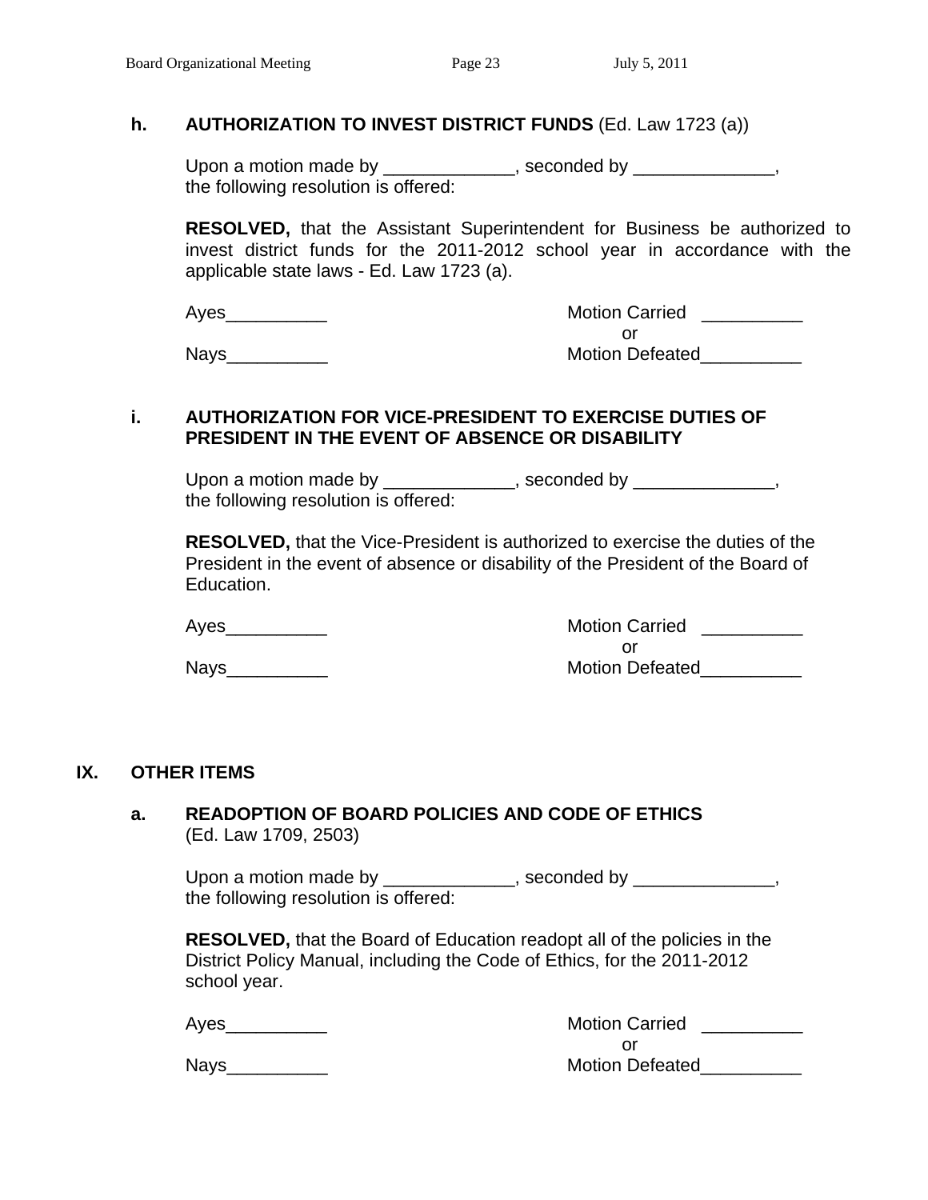**h. AUTHORIZATION TO INVEST DISTRICT FUNDS** (Ed. Law 1723 (a))

Upon a motion made by _____________, seconded by ______________, the following resolution is offered:

**RESOLVED,** that the Assistant Superintendent for Business be authorized to invest district funds for the 2011-2012 school year in accordance with the applicable state laws - Ed. Law 1723 (a).

Ayes__________ Motion Carried __________

or

Nays__________ Motion Defeated__________

**i. AUTHORIZATION FOR VICE-PRESIDENT TO EXERCISE DUTIES OF PRESIDENT IN THE EVENT OF ABSENCE OR DISABILITY**

Upon a motion made by _____________, seconded by ______________, the following resolution is offered:

**RESOLVED,** that the Vice-President is authorized to exercise the duties of the President in the event of absence or disability of the President of the Board of Education.

Ayes__________ Motion Carried __________

or

Nays__________ Motion Defeated__________

## IX. OTHER ITEMS

**a. READOPTION OF BOARD POLICIES AND CODE OF ETHICS**
(Ed. Law 1709, 2503)

Upon a motion made by _____________, seconded by ______________, the following resolution is offered:

**RESOLVED,** that the Board of Education readopt all of the policies in the District Policy Manual, including the Code of Ethics, for the 2011-2012 school year.

Ayes__________ Motion Carried __________

or

Nays__________ Motion Defeated__________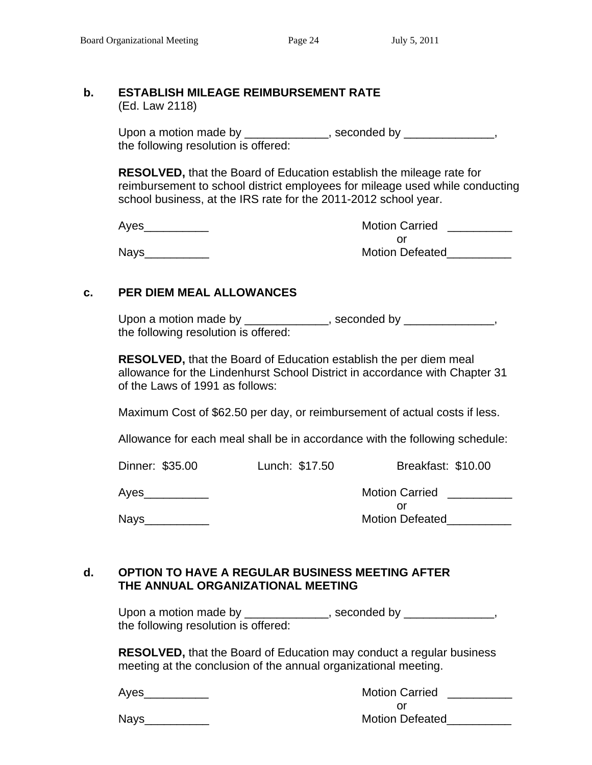**b. ESTABLISH MILEAGE REIMBURSEMENT RATE**
(Ed. Law 2118)

Upon a motion made by _____________, seconded by ______________, the following resolution is offered:

**RESOLVED,** that the Board of Education establish the mileage rate for reimbursement to school district employees for mileage used while conducting school business, at the IRS rate for the 2011-2012 school year.

Ayes__________ Motion Carried __________
or
Nays__________ Motion Defeated__________

**c. PER DIEM MEAL ALLOWANCES**

Upon a motion made by _____________, seconded by ______________, the following resolution is offered:

**RESOLVED,** that the Board of Education establish the per diem meal allowance for the Lindenhurst School District in accordance with Chapter 31 of the Laws of 1991 as follows:

Maximum Cost of $62.50 per day, or reimbursement of actual costs if less.

Allowance for each meal shall be in accordance with the following schedule:

Dinner: $35.00 Lunch: $17.50 Breakfast: $10.00

Ayes__________ Motion Carried __________
or
Nays__________ Motion Defeated__________

**d. OPTION TO HAVE A REGULAR BUSINESS MEETING AFTER THE ANNUAL ORGANIZATIONAL MEETING**

Upon a motion made by _____________, seconded by ______________, the following resolution is offered:

**RESOLVED,** that the Board of Education may conduct a regular business meeting at the conclusion of the annual organizational meeting.

Ayes__________ Motion Carried __________
or
Nays__________ Motion Defeated__________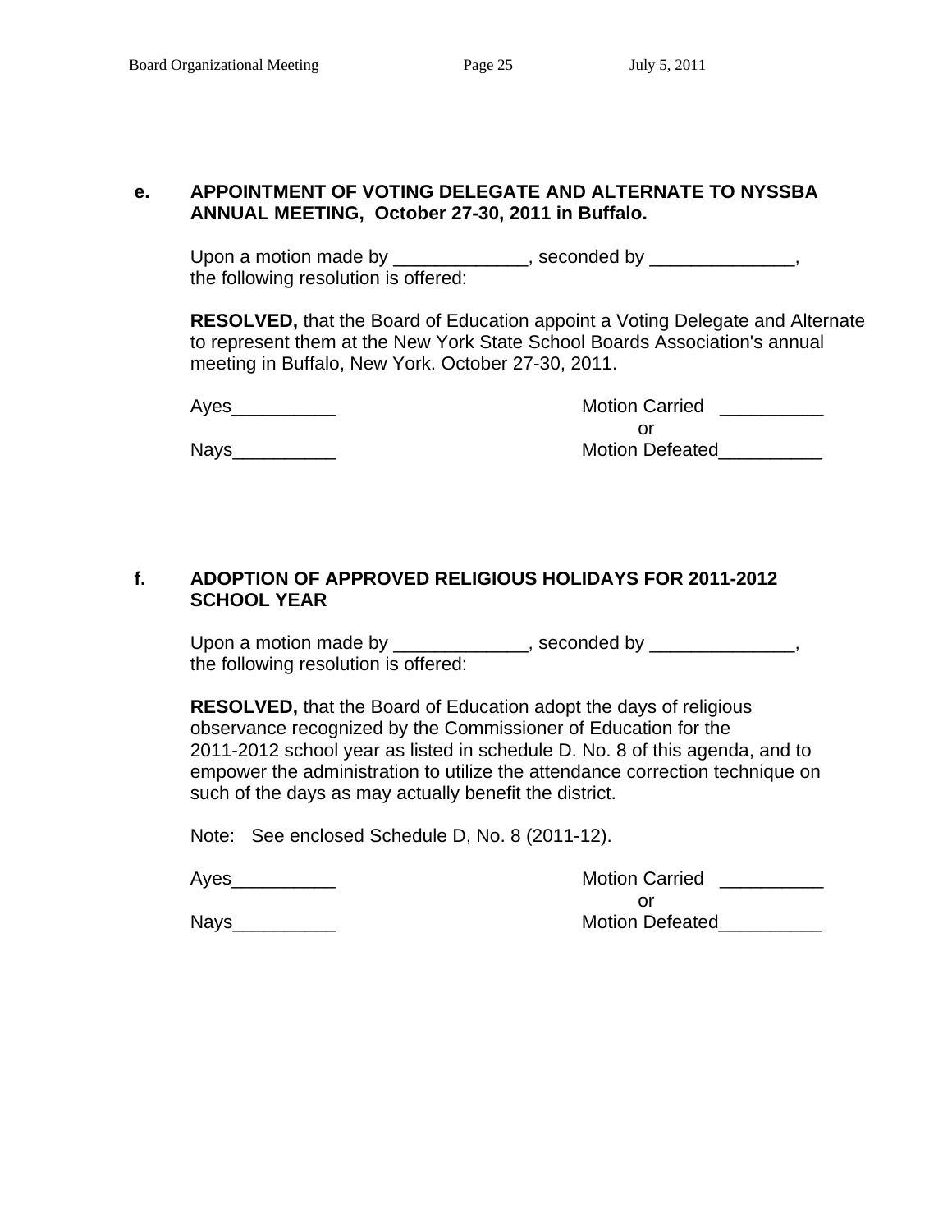**e. APPOINTMENT OF VOTING DELEGATE AND ALTERNATE TO NYSSBA ANNUAL MEETING, October 27-30, 2011 in Buffalo.**

Upon a motion made by _____________, seconded by ______________, the following resolution is offered:

**RESOLVED,** that the Board of Education appoint a Voting Delegate and Alternate to represent them at the New York State School Boards Association's annual meeting in Buffalo, New York. October 27-30, 2011.

Ayes__________ Motion Carried __________
or
Nays__________ Motion Defeated__________

**f. ADOPTION OF APPROVED RELIGIOUS HOLIDAYS FOR 2011-2012 SCHOOL YEAR**

Upon a motion made by _____________, seconded by ______________, the following resolution is offered:

**RESOLVED,** that the Board of Education adopt the days of religious observance recognized by the Commissioner of Education for the 2011-2012 school year as listed in schedule D. No. 8 of this agenda, and to empower the administration to utilize the attendance correction technique on such of the days as may actually benefit the district.

Note: See enclosed Schedule D, No. 8 (2011-12).

Ayes__________ Motion Carried __________
or
Nays__________ Motion Defeated__________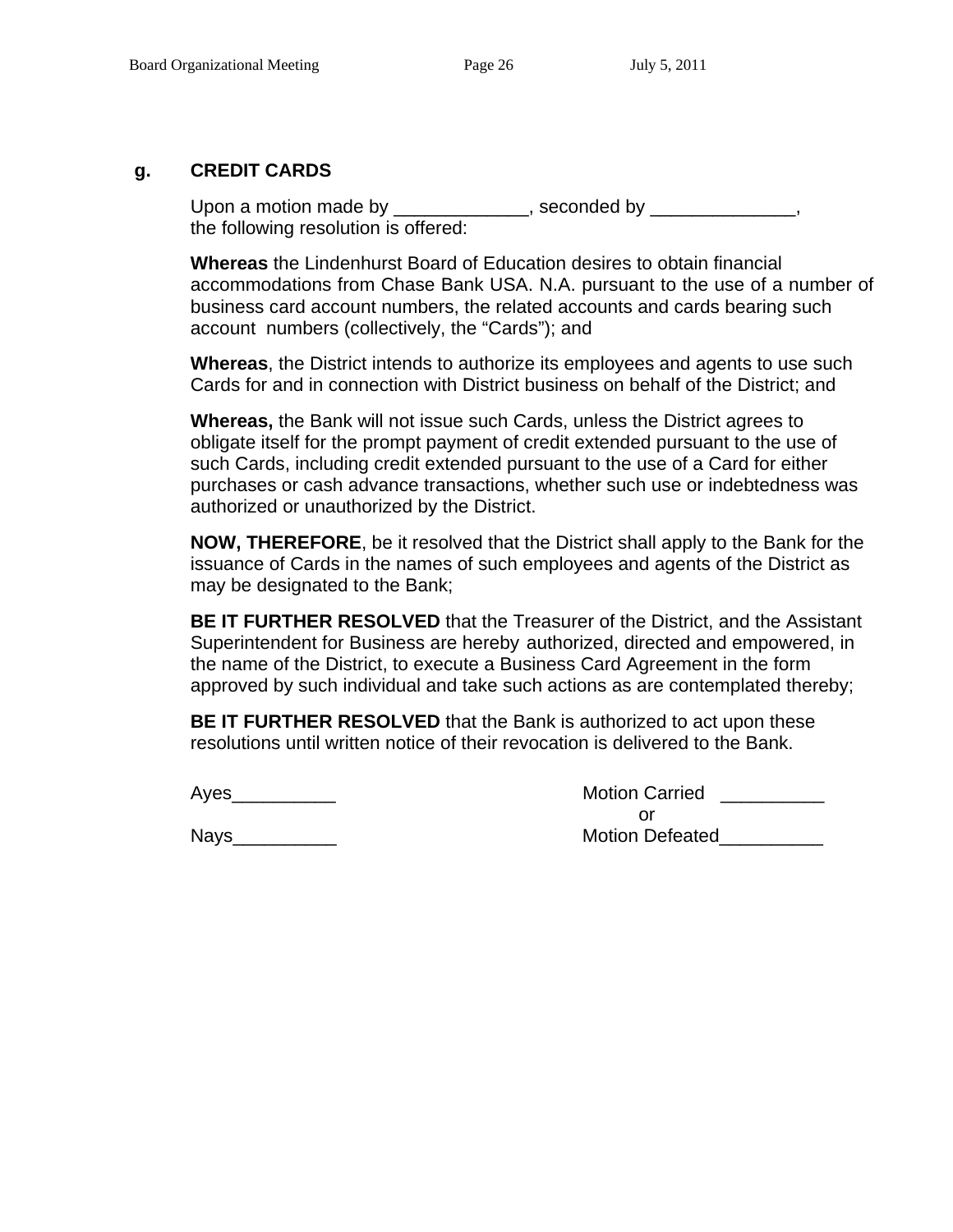### g. CREDIT CARDS

Upon a motion made by _____________, seconded by ______________, the following resolution is offered:

**Whereas** the Lindenhurst Board of Education desires to obtain financial accommodations from Chase Bank USA. N.A. pursuant to the use of a number of business card account numbers, the related accounts and cards bearing such account numbers (collectively, the "Cards"); and

**Whereas**, the District intends to authorize its employees and agents to use such Cards for and in connection with District business on behalf of the District; and

**Whereas,** the Bank will not issue such Cards, unless the District agrees to obligate itself for the prompt payment of credit extended pursuant to the use of such Cards, including credit extended pursuant to the use of a Card for either purchases or cash advance transactions, whether such use or indebtedness was authorized or unauthorized by the District.

**NOW, THEREFORE**, be it resolved that the District shall apply to the Bank for the issuance of Cards in the names of such employees and agents of the District as may be designated to the Bank;

**BE IT FURTHER RESOLVED** that the Treasurer of the District, and the Assistant Superintendent for Business are hereby authorized, directed and empowered, in the name of the District, to execute a Business Card Agreement in the form approved by such individual and take such actions as are contemplated thereby;

**BE IT FURTHER RESOLVED** that the Bank is authorized to act upon these resolutions until written notice of their revocation is delivered to the Bank.

Ayes__________ Motion Carried __________
or
Nays__________ Motion Defeated__________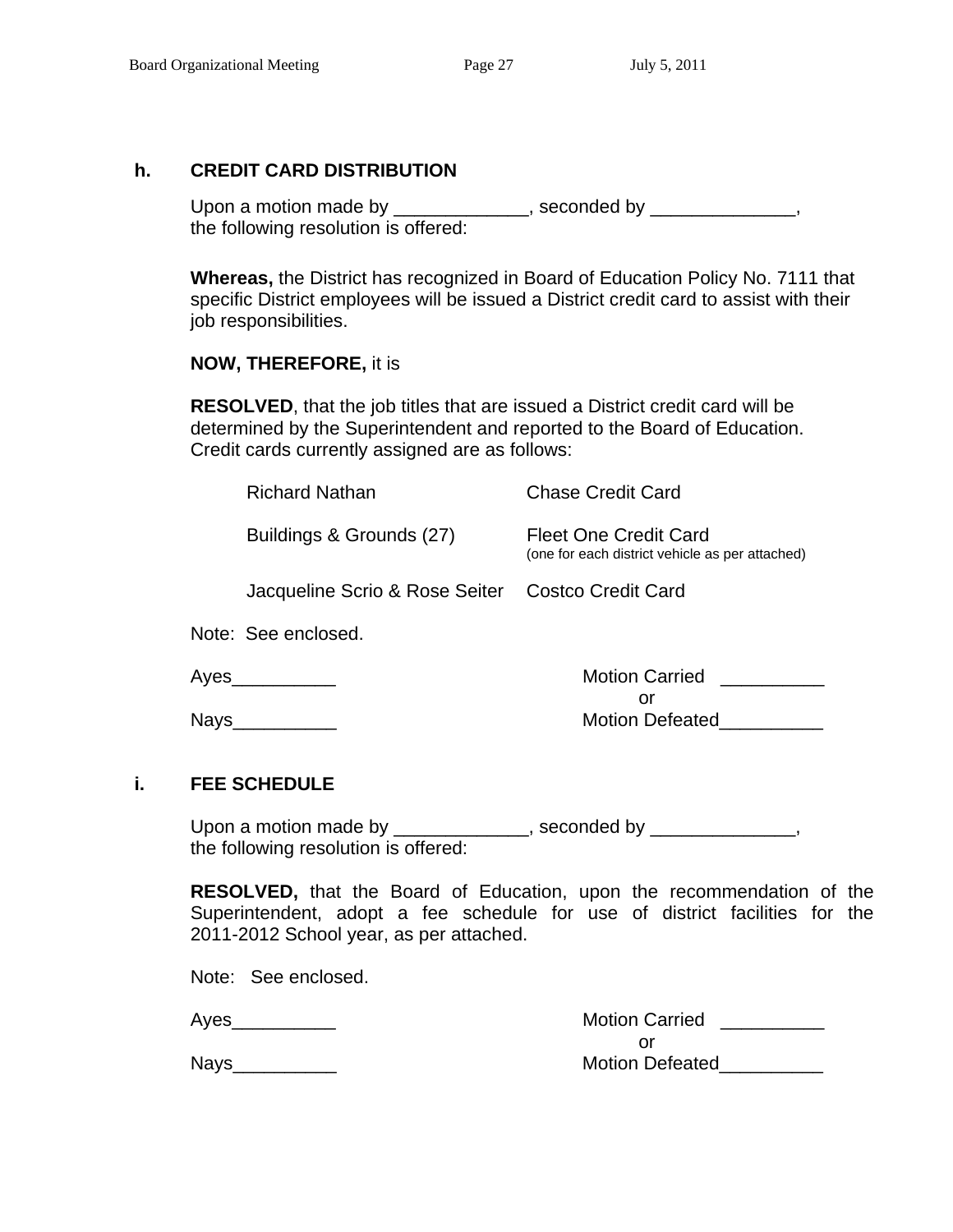### h. CREDIT CARD DISTRIBUTION

Upon a motion made by _____________, seconded by ______________, the following resolution is offered:

**Whereas,** the District has recognized in Board of Education Policy No. 7111 that specific District employees will be issued a District credit card to assist with their job responsibilities.

**NOW, THEREFORE,** it is

**RESOLVED**, that the job titles that are issued a District credit card will be determined by the Superintendent and reported to the Board of Education. Credit cards currently assigned are as follows:

| | |
|---|---|
| Richard Nathan | Chase Credit Card |
| Buildings & Grounds (27) | Fleet One Credit Card (one for each district vehicle as per attached) |
| Jacqueline Scrio & Rose Seiter | Costco Credit Card |

Note: See enclosed.

Ayes__________ Motion Carried __________
or
Nays__________ Motion Defeated__________

### i. FEE SCHEDULE

Upon a motion made by _____________, seconded by ______________, the following resolution is offered:

**RESOLVED,** that the Board of Education, upon the recommendation of the Superintendent, adopt a fee schedule for use of district facilities for the 2011-2012 School year, as per attached.

Note: See enclosed.

Ayes__________ Motion Carried __________
or
Nays__________ Motion Defeated__________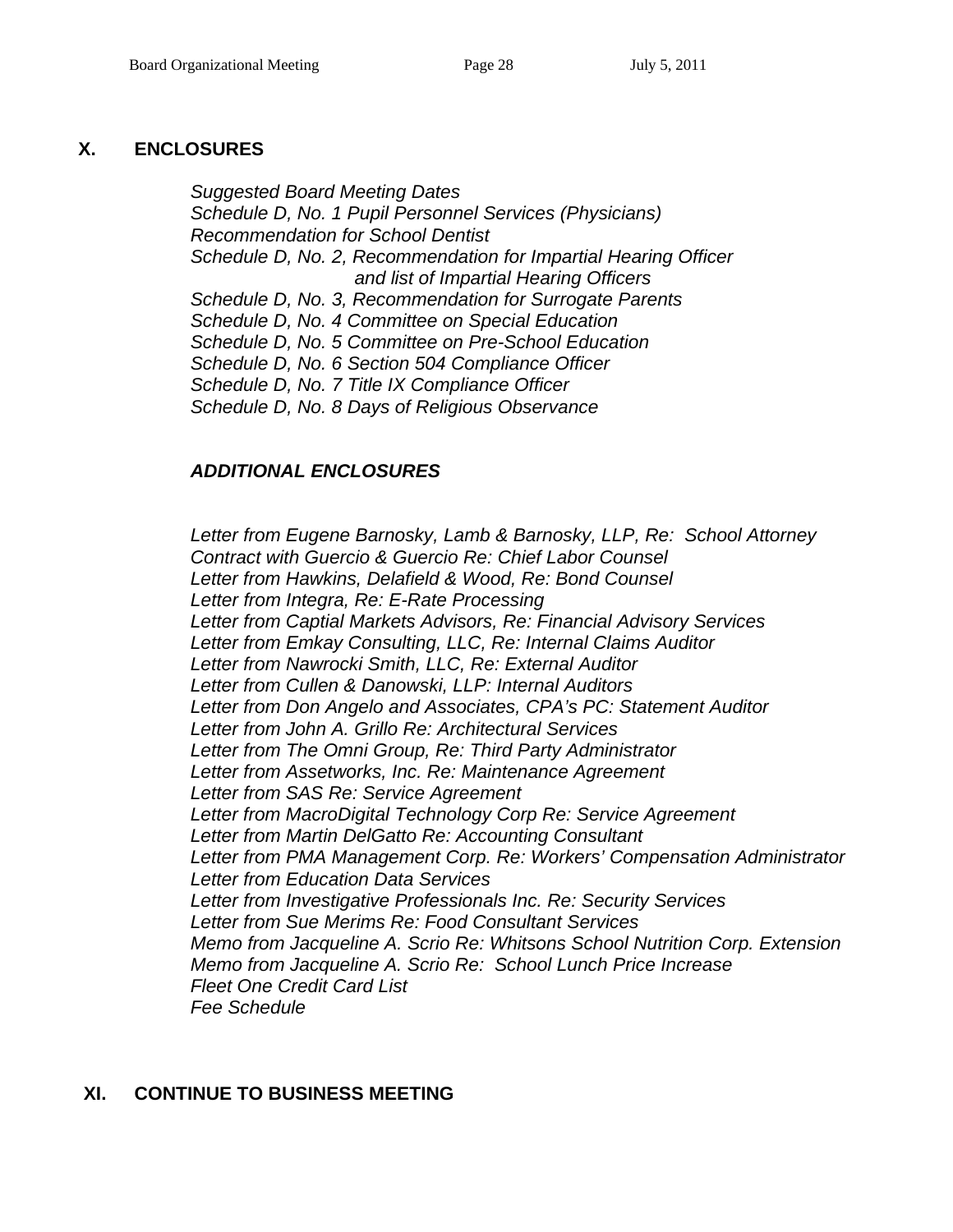## X. ENCLOSURES

*Suggested Board Meeting Dates*
*Schedule D, No. 1 Pupil Personnel Services (Physicians)*
*Recommendation for School Dentist*
*Schedule D, No. 2, Recommendation for Impartial Hearing Officer and list of Impartial Hearing Officers*
*Schedule D, No. 3, Recommendation for Surrogate Parents*
*Schedule D, No. 4 Committee on Special Education*
*Schedule D, No. 5 Committee on Pre-School Education*
*Schedule D, No. 6 Section 504 Compliance Officer*
*Schedule D, No. 7 Title IX Compliance Officer*
*Schedule D, No. 8 Days of Religious Observance*

### *ADDITIONAL ENCLOSURES*

*Letter from Eugene Barnosky, Lamb & Barnosky, LLP, Re: School Attorney*
*Contract with Guercio & Guercio Re: Chief Labor Counsel*
*Letter from Hawkins, Delafield & Wood, Re: Bond Counsel*
*Letter from Integra, Re: E-Rate Processing*
*Letter from Captial Markets Advisors, Re: Financial Advisory Services*
*Letter from Emkay Consulting, LLC, Re: Internal Claims Auditor*
*Letter from Nawrocki Smith, LLC, Re: External Auditor*
*Letter from Cullen & Danowski, LLP: Internal Auditors*
*Letter from Don Angelo and Associates, CPA's PC: Statement Auditor*
*Letter from John A. Grillo Re: Architectural Services*
*Letter from The Omni Group, Re: Third Party Administrator*
*Letter from Assetworks, Inc. Re: Maintenance Agreement*
*Letter from SAS Re: Service Agreement*
*Letter from MacroDigital Technology Corp Re: Service Agreement*
*Letter from Martin DelGatto Re: Accounting Consultant*
*Letter from PMA Management Corp. Re: Workers' Compensation Administrator*
*Letter from Education Data Services*
*Letter from Investigative Professionals Inc. Re: Security Services*
*Letter from Sue Merims Re: Food Consultant Services*
*Memo from Jacqueline A. Scrio Re: Whitsons School Nutrition Corp. Extension*
*Memo from Jacqueline A. Scrio Re: School Lunch Price Increase*
*Fleet One Credit Card List*
*Fee Schedule*

## XI. CONTINUE TO BUSINESS MEETING